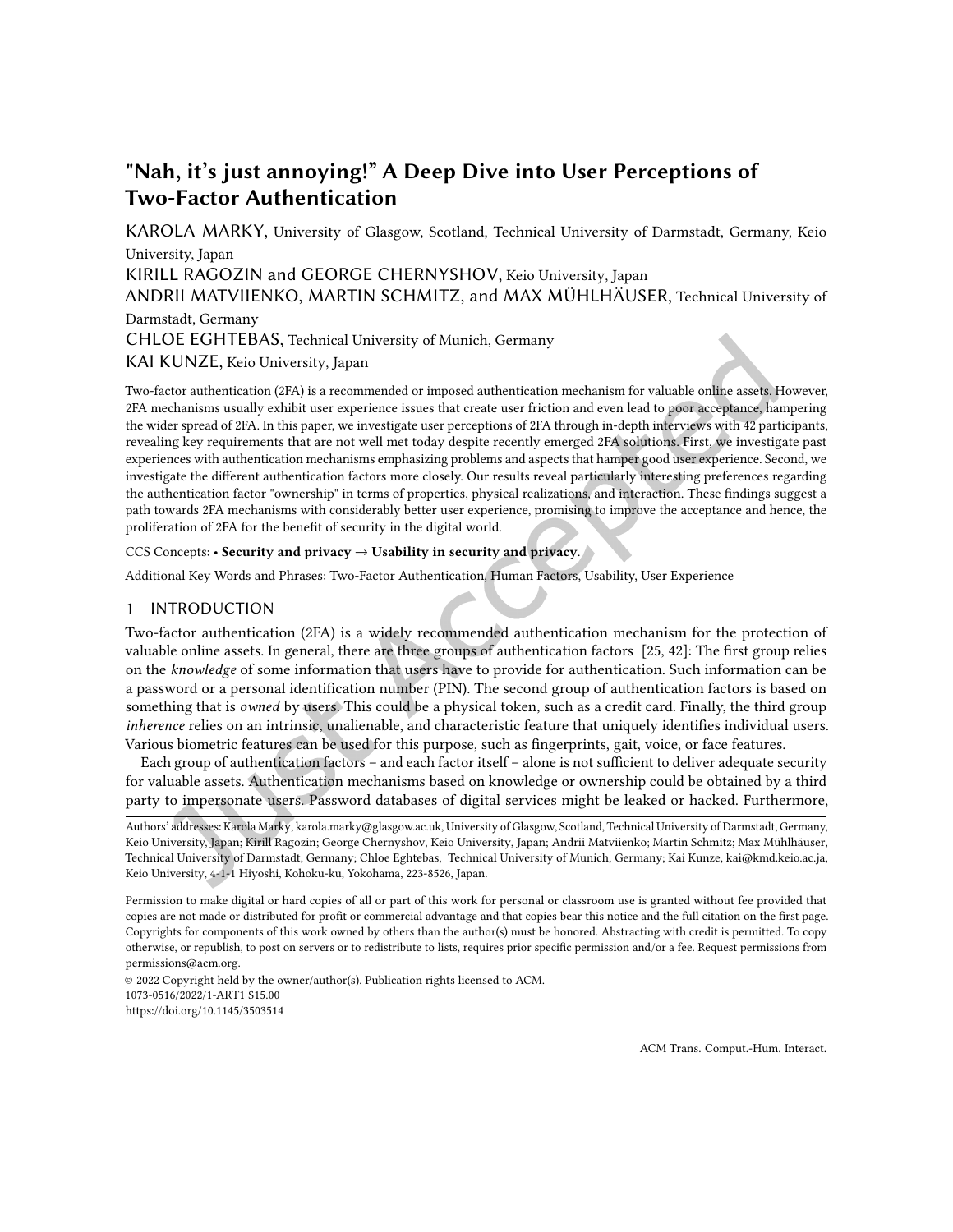# "Nah, it's just annoying!" A Deep Dive into User Perceptions of Two-Factor Authentication

KAROLA MARKY, University of Glasgow, Scotland, Technical University of Darmstadt, Germany, Keio University, Japan

KIRILL RAGOZIN and GEORGE CHERNYSHOV, Keio University, Japan

ANDRII MATVIIENKO, MARTIN SCHMITZ, and MAX MÜHLHÄUSER, Technical University of Darmstadt, Germany

CHLOE EGHTEBAS, Technical University of Munich, Germany

KAI KUNZE, Keio University, Japan

Two-factor authentication (2FA) is a recommended or imposed authentication mechanism for valuable online assets. However, 2FA mechanisms usually exhibit user experience issues that create user friction and even lead to poor acceptance, hampering the wider spread of 2FA. In this paper, we investigate user perceptions of 2FA through in-depth interviews with 42 participants, revealing key requirements that are not well met today despite recently emerged 2FA solutions. First, we investigate past experiences with authentication mechanisms emphasizing problems and aspects that hamper good user experience. Second, we investigate the different authentication factors more closely. Our results reveal particularly interesting preferences regarding the authentication factor "ownership" in terms of properties, physical realizations, and interaction. These findings suggest a path towards 2FA mechanisms with considerably better user experience, promising to improve the acceptance and hence, the proliferation of 2FA for the benefit of security in the digital world.

CCS Concepts: • **Security and privacy → Usability in security and privacy**.

Additional Key Words and Phrases: Two-Factor Authentication, Human Factors, Usability, User Experience

## 1 INTRODUCTION

Two-factor authentication (2FA) is a widely recommended authentication mechanism for the protection of valuable online assets. In general, there are three groups of authentication factors [25, 42]: The first group relies on the *knowledge* of some information that users have to provide for authentication. Such information can be a password or a personal identification number (PIN). The second group of authentication factors is based on something that is *owned* by users. This could be a physical token, such as a credit card. Finally, the third group *inherence* relies on an intrinsic, unalienable, and characteristic feature that uniquely identifies individual users. Various biometric features can be used for this purpose, such as fingerprints, gait, voice, or face features.

Each group of authentication factors – and each factor itself – alone is not sufficient to deliver adequate security for valuable assets. Authentication mechanisms based on knowledge or ownership could be obtained by a third party to impersonate users. Password databases of digital services might be leaked or hacked. Furthermore,

Authors' addresses: Karola Marky, karola.marky@glasgow.ac.uk, University of Glasgow, Scotland, Technical University of Darmstadt, Germany, Keio University, Japan; Kirill Ragozin; George Chernyshov, Keio University, Japan; Andrii Matviienko; Martin Schmitz; Max Mühlhäuser, Technical University of Darmstadt, Germany; Chloe Eghtebas, Technical University of Munich, Germany; Kai Kunze, kai@kmd.keio.ac.ja, Keio University, 4-1-1 Hiyoshi, Kohoku-ku, Yokohama, 223-8526, Japan.

Permission to make digital or hard copies of all or part of this work for personal or classroom use is granted without fee provided that copies are not made or distributed for profit or commercial advantage and that copies bear this notice and the full citation on the first page. Copyrights for components of this work owned by others than the author(s) must be honored. Abstracting with credit is permitted. To copy otherwise, or republish, to post on servers or to redistribute to lists, requires prior specific permission and/or a fee. Request permissions from permissions@acm.org.

© 2022 Copyright held by the owner/author(s). Publication rights licensed to ACM.
1073-0516/2022/1-ART1 $15.00
https://doi.org/10.1145/3503514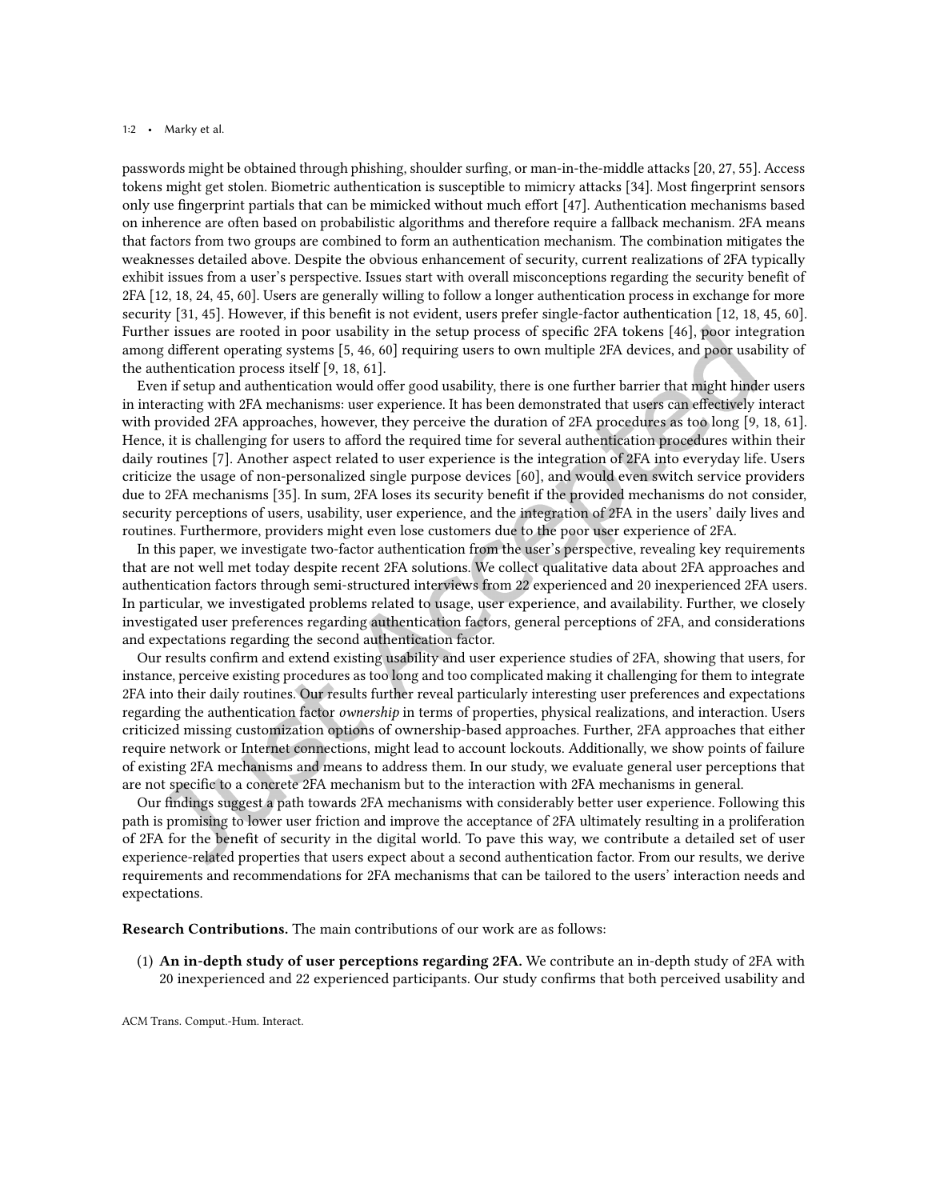passwords might be obtained through phishing, shoulder surfing, or man-in-the-middle attacks [20, 27, 55]. Access tokens might get stolen. Biometric authentication is susceptible to mimicry attacks [34]. Most fingerprint sensors only use fingerprint partials that can be mimicked without much effort [47]. Authentication mechanisms based on inherence are often based on probabilistic algorithms and therefore require a fallback mechanism. 2FA means that factors from two groups are combined to form an authentication mechanism. The combination mitigates the weaknesses detailed above. Despite the obvious enhancement of security, current realizations of 2FA typically exhibit issues from a user's perspective. Issues start with overall misconceptions regarding the security benefit of 2FA [12, 18, 24, 45, 60]. Users are generally willing to follow a longer authentication process in exchange for more security [31, 45]. However, if this benefit is not evident, users prefer single-factor authentication [12, 18, 45, 60]. Further issues are rooted in poor usability in the setup process of specific 2FA tokens [46], poor integration among different operating systems [5, 46, 60] requiring users to own multiple 2FA devices, and poor usability of the authentication process itself [9, 18, 61].

Even if setup and authentication would offer good usability, there is one further barrier that might hinder users in interacting with 2FA mechanisms: user experience. It has been demonstrated that users can effectively interact with provided 2FA approaches, however, they perceive the duration of 2FA procedures as too long [9, 18, 61]. Hence, it is challenging for users to afford the required time for several authentication procedures within their daily routines [7]. Another aspect related to user experience is the integration of 2FA into everyday life. Users criticize the usage of non-personalized single purpose devices [60], and would even switch service providers due to 2FA mechanisms [35]. In sum, 2FA loses its security benefit if the provided mechanisms do not consider, security perceptions of users, usability, user experience, and the integration of 2FA in the users' daily lives and routines. Furthermore, providers might even lose customers due to the poor user experience of 2FA.

In this paper, we investigate two-factor authentication from the user's perspective, revealing key requirements that are not well met today despite recent 2FA solutions. We collect qualitative data about 2FA approaches and authentication factors through semi-structured interviews from 22 experienced and 20 inexperienced 2FA users. In particular, we investigated problems related to usage, user experience, and availability. Further, we closely investigated user preferences regarding authentication factors, general perceptions of 2FA, and considerations and expectations regarding the second authentication factor.

Our results confirm and extend existing usability and user experience studies of 2FA, showing that users, for instance, perceive existing procedures as too long and too complicated making it challenging for them to integrate 2FA into their daily routines. Our results further reveal particularly interesting user preferences and expectations regarding the authentication factor *ownership* in terms of properties, physical realizations, and interaction. Users criticized missing customization options of ownership-based approaches. Further, 2FA approaches that either require network or Internet connections, might lead to account lockouts. Additionally, we show points of failure of existing 2FA mechanisms and means to address them. In our study, we evaluate general user perceptions that are not specific to a concrete 2FA mechanism but to the interaction with 2FA mechanisms in general.

Our findings suggest a path towards 2FA mechanisms with considerably better user experience. Following this path is promising to lower user friction and improve the acceptance of 2FA ultimately resulting in a proliferation of 2FA for the benefit of security in the digital world. To pave this way, we contribute a detailed set of user experience-related properties that users expect about a second authentication factor. From our results, we derive requirements and recommendations for 2FA mechanisms that can be tailored to the users' interaction needs and expectations.

**Research Contributions.** The main contributions of our work are as follows:

(1) **An in-depth study of user perceptions regarding 2FA.** We contribute an in-depth study of 2FA with 20 inexperienced and 22 experienced participants. Our study confirms that both perceived usability and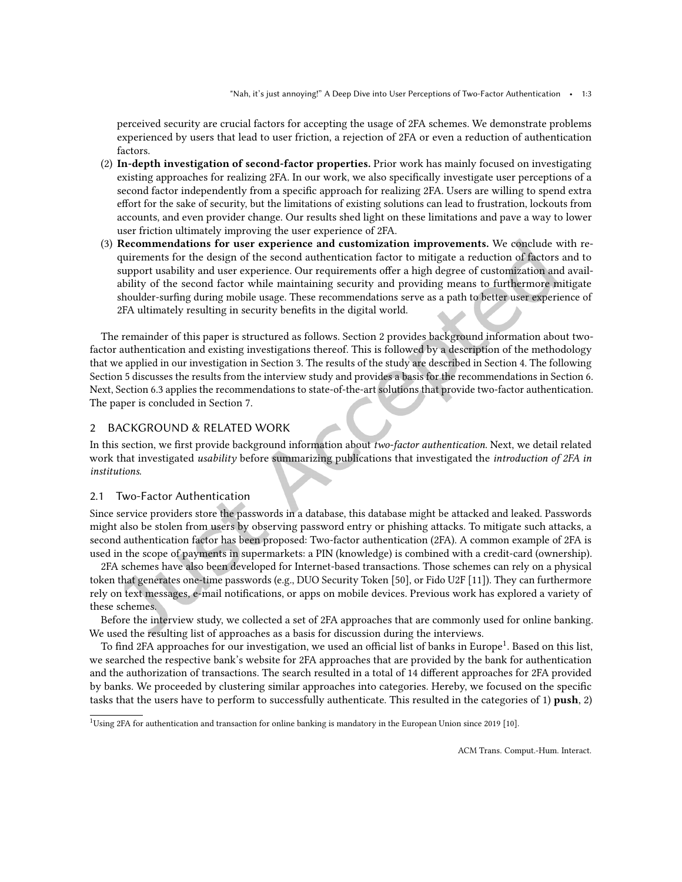perceived security are crucial factors for accepting the usage of 2FA schemes. We demonstrate problems experienced by users that lead to user friction, a rejection of 2FA or even a reduction of authentication factors.

(2) **In-depth investigation of second-factor properties.** Prior work has mainly focused on investigating existing approaches for realizing 2FA. In our work, we also specifically investigate user perceptions of a second factor independently from a specific approach for realizing 2FA. Users are willing to spend extra effort for the sake of security, but the limitations of existing solutions can lead to frustration, lockouts from accounts, and even provider change. Our results shed light on these limitations and pave a way to lower user friction ultimately improving the user experience of 2FA.

(3) **Recommendations for user experience and customization improvements.** We conclude with requirements for the design of the second authentication factor to mitigate a reduction of factors and to support usability and user experience. Our requirements offer a high degree of customization and availability of the second factor while maintaining security and providing means to furthermore mitigate shoulder-surfing during mobile usage. These recommendations serve as a path to better user experience of 2FA ultimately resulting in security benefits in the digital world.

The remainder of this paper is structured as follows. Section 2 provides background information about two-factor authentication and existing investigations thereof. This is followed by a description of the methodology that we applied in our investigation in Section 3. The results of the study are described in Section 4. The following Section 5 discusses the results from the interview study and provides a basis for the recommendations in Section 6. Next, Section 6.3 applies the recommendations to state-of-the-art solutions that provide two-factor authentication. The paper is concluded in Section 7.

## 2 BACKGROUND & RELATED WORK

In this section, we first provide background information about *two-factor authentication*. Next, we detail related work that investigated *usability* before summarizing publications that investigated the *introduction of 2FA in institutions*.

### 2.1 Two-Factor Authentication

Since service providers store the passwords in a database, this database might be attacked and leaked. Passwords might also be stolen from users by observing password entry or phishing attacks. To mitigate such attacks, a second authentication factor has been proposed: Two-factor authentication (2FA). A common example of 2FA is used in the scope of payments in supermarkets: a PIN (knowledge) is combined with a credit-card (ownership).

2FA schemes have also been developed for Internet-based transactions. Those schemes can rely on a physical token that generates one-time passwords (e.g., DUO Security Token [50], or Fido U2F [11]). They can furthermore rely on text messages, e-mail notifications, or apps on mobile devices. Previous work has explored a variety of these schemes.

Before the interview study, we collected a set of 2FA approaches that are commonly used for online banking. We used the resulting list of approaches as a basis for discussion during the interviews.

To find 2FA approaches for our investigation, we used an official list of banks in Europe[1]. Based on this list, we searched the respective bank's website for 2FA approaches that are provided by the bank for authentication and the authorization of transactions. The search resulted in a total of 14 different approaches for 2FA provided by banks. We proceeded by clustering similar approaches into categories. Hereby, we focused on the specific tasks that the users have to perform to successfully authenticate. This resulted in the categories of 1) **push**, 2)

[1] Using 2FA for authentication and transaction for online banking is mandatory in the European Union since 2019 [10].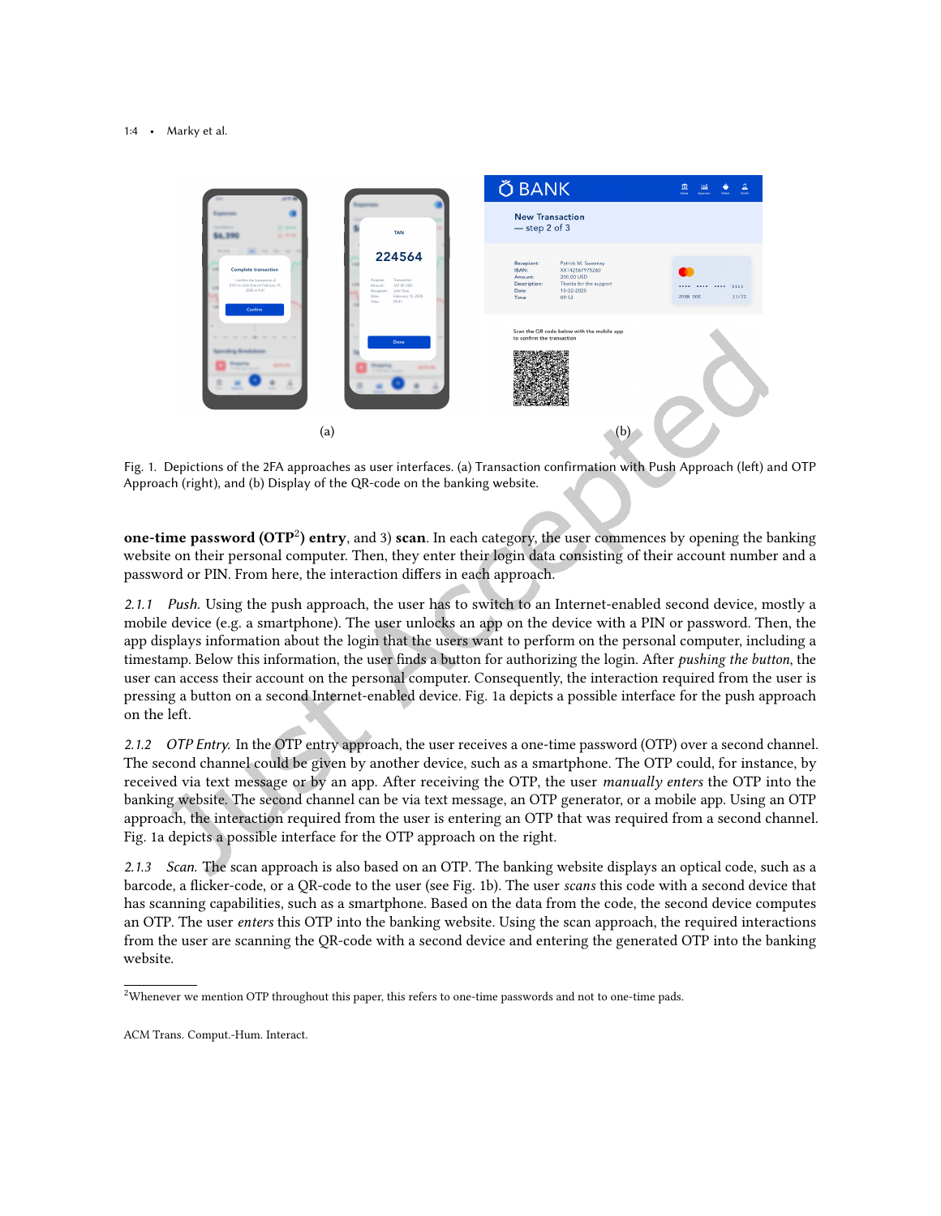Fig. 1. Depictions of the 2FA approaches as user interfaces. (a) Transaction confirmation with Push Approach (left) and OTP Approach (right), and (b) Display of the QR-code on the banking website.

**one-time password (OTP[2]) entry**, and 3) **scan**. In each category, the user commences by opening the banking website on their personal computer. Then, they enter their login data consisting of their account number and a password or PIN. From here, the interaction differs in each approach.

*2.1.1 Push.* Using the push approach, the user has to switch to an Internet-enabled second device, mostly a mobile device (e.g. a smartphone). The user unlocks an app on the device with a PIN or password. Then, the app displays information about the login that the users want to perform on the personal computer, including a timestamp. Below this information, the user finds a button for authorizing the login. After *pushing the button*, the user can access their account on the personal computer. Consequently, the interaction required from the user is pressing a button on a second Internet-enabled device. Fig. 1a depicts a possible interface for the push approach on the left.

*2.1.2 OTP Entry.* In the OTP entry approach, the user receives a one-time password (OTP) over a second channel. The second channel could be given by another device, such as a smartphone. The OTP could, for instance, by received via text message or by an app. After receiving the OTP, the user *manually enters* the OTP into the banking website. The second channel can be via text message, an OTP generator, or a mobile app. Using an OTP approach, the interaction required from the user is entering an OTP that was required from a second channel. Fig. 1a depicts a possible interface for the OTP approach on the right.

*2.1.3 Scan.* The scan approach is also based on an OTP. The banking website displays an optical code, such as a barcode, a flicker-code, or a QR-code to the user (see Fig. 1b). The user *scans* this code with a second device that has scanning capabilities, such as a smartphone. Based on the data from the code, the second device computes an OTP. The user *enters* this OTP into the banking website. Using the scan approach, the required interactions from the user are scanning the QR-code with a second device and entering the generated OTP into the banking website.

[2]Whenever we mention OTP throughout this paper, this refers to one-time passwords and not to one-time pads.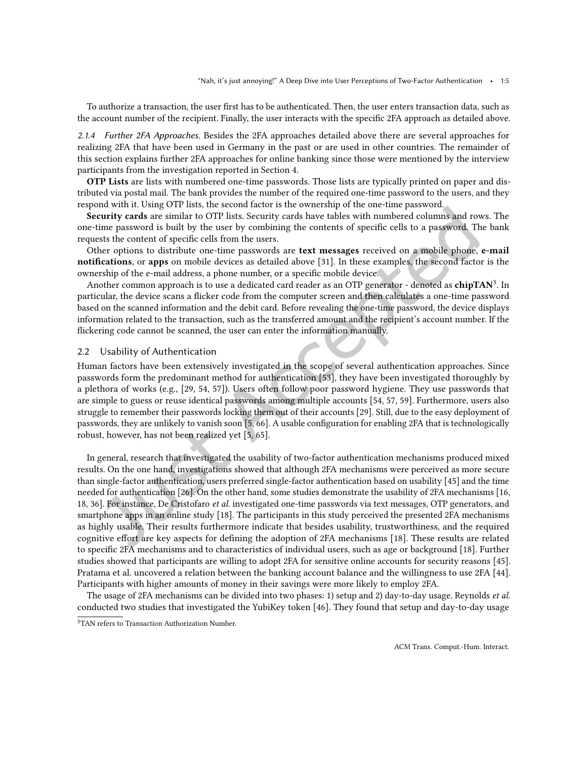To authorize a transaction, the user first has to be authenticated. Then, the user enters transaction data, such as the account number of the recipient. Finally, the user interacts with the specific 2FA approach as detailed above.

#### 2.1.4 Further 2FA Approaches.

Besides the 2FA approaches detailed above there are several approaches for realizing 2FA that have been used in Germany in the past or are used in other countries. The remainder of this section explains further 2FA approaches for online banking since those were mentioned by the interview participants from the investigation reported in Section 4.

**OTP Lists** are lists with numbered one-time passwords. Those lists are typically printed on paper and distributed via postal mail. The bank provides the number of the required one-time password to the users, and they respond with it. Using OTP lists, the second factor is the ownership of the one-time password.

**Security cards** are similar to OTP lists. Security cards have tables with numbered columns and rows. The one-time password is built by the user by combining the contents of specific cells to a password. The bank requests the content of specific cells from the users.

Other options to distribute one-time passwords are **text messages** received on a mobile phone, **e-mail notifications**, or **apps** on mobile devices as detailed above [31]. In these examples, the second factor is the ownership of the e-mail address, a phone number, or a specific mobile device.

Another common approach is to use a dedicated card reader as an OTP generator - denoted as **chipTAN**[3]. In particular, the device scans a flicker code from the computer screen and then calculates a one-time password based on the scanned information and the debit card. Before revealing the one-time password, the device displays information related to the transaction, such as the transferred amount and the recipient's account number. If the flickering code cannot be scanned, the user can enter the information manually.

### 2.2 Usability of Authentication

Human factors have been extensively investigated in the scope of several authentication approaches. Since passwords form the predominant method for authentication [53], they have been investigated thoroughly by a plethora of works (e.g., [29, 54, 57]). Users often follow poor password hygiene. They use passwords that are simple to guess or reuse identical passwords among multiple accounts [54, 57, 59]. Furthermore, users also struggle to remember their passwords locking them out of their accounts [29]. Still, due to the easy deployment of passwords, they are unlikely to vanish soon [5, 66]. A usable configuration for enabling 2FA that is technologically robust, however, has not been realized yet [5, 65].

In general, research that investigated the usability of two-factor authentication mechanisms produced mixed results. On the one hand, investigations showed that although 2FA mechanisms were perceived as more secure than single-factor authentication, users preferred single-factor authentication based on usability [45] and the time needed for authentication [26]. On the other hand, some studies demonstrate the usability of 2FA mechanisms [16, 18, 36]. For instance, De Cristofaro *et al.* investigated one-time passwords via text messages, OTP generators, and smartphone apps in an online study [18]. The participants in this study perceived the presented 2FA mechanisms as highly usable. Their results furthermore indicate that besides usability, trustworthiness, and the required cognitive effort are key aspects for defining the adoption of 2FA mechanisms [18]. These results are related to specific 2FA mechanisms and to characteristics of individual users, such as age or background [18]. Further studies showed that participants are willing to adopt 2FA for sensitive online accounts for security reasons [45]. Pratama et al. uncovered a relation between the banking account balance and the willingness to use 2FA [44]. Participants with higher amounts of money in their savings were more likely to employ 2FA.

The usage of 2FA mechanisms can be divided into two phases: 1) setup and 2) day-to-day usage. Reynolds *et al.* conducted two studies that investigated the YubiKey token [46]. They found that setup and day-to-day usage

[3] TAN refers to Transaction Authorization Number.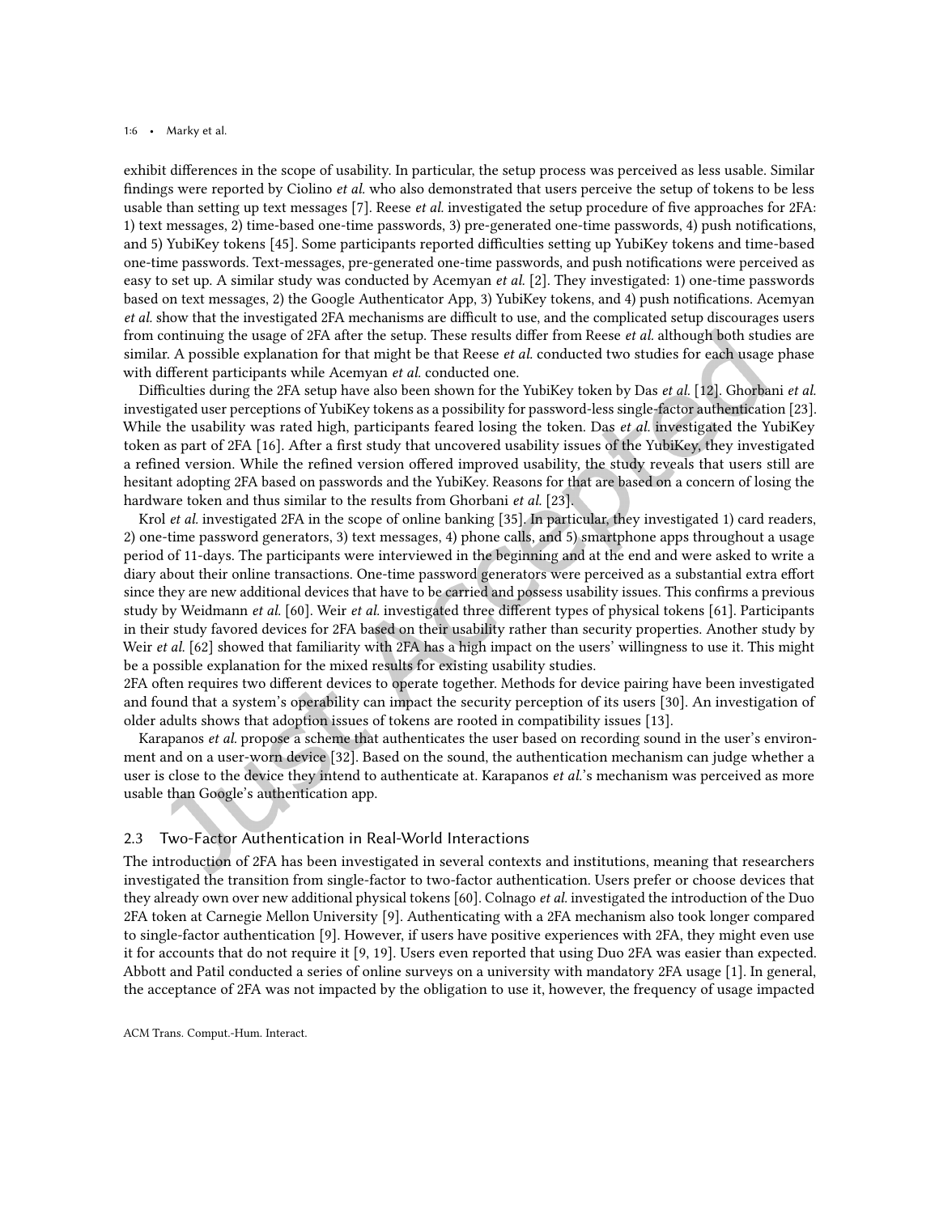exhibit differences in the scope of usability. In particular, the setup process was perceived as less usable. Similar findings were reported by Ciolino *et al.* who also demonstrated that users perceive the setup of tokens to be less usable than setting up text messages [7]. Reese *et al.* investigated the setup procedure of five approaches for 2FA: 1) text messages, 2) time-based one-time passwords, 3) pre-generated one-time passwords, 4) push notifications, and 5) YubiKey tokens [45]. Some participants reported difficulties setting up YubiKey tokens and time-based one-time passwords. Text-messages, pre-generated one-time passwords, and push notifications were perceived as easy to set up. A similar study was conducted by Acemyan *et al.* [2]. They investigated: 1) one-time passwords based on text messages, 2) the Google Authenticator App, 3) YubiKey tokens, and 4) push notifications. Acemyan *et al.* show that the investigated 2FA mechanisms are difficult to use, and the complicated setup discourages users from continuing the usage of 2FA after the setup. These results differ from Reese *et al.* although both studies are similar. A possible explanation for that might be that Reese *et al.* conducted two studies for each usage phase with different participants while Acemyan *et al.* conducted one.

Difficulties during the 2FA setup have also been shown for the YubiKey token by Das *et al.* [12]. Ghorbani *et al.* investigated user perceptions of YubiKey tokens as a possibility for password-less single-factor authentication [23]. While the usability was rated high, participants feared losing the token. Das *et al.* investigated the YubiKey token as part of 2FA [16]. After a first study that uncovered usability issues of the YubiKey, they investigated a refined version. While the refined version offered improved usability, the study reveals that users still are hesitant adopting 2FA based on passwords and the YubiKey. Reasons for that are based on a concern of losing the hardware token and thus similar to the results from Ghorbani *et al.* [23].

Krol *et al.* investigated 2FA in the scope of online banking [35]. In particular, they investigated 1) card readers, 2) one-time password generators, 3) text messages, 4) phone calls, and 5) smartphone apps throughout a usage period of 11-days. The participants were interviewed in the beginning and at the end and were asked to write a diary about their online transactions. One-time password generators were perceived as a substantial extra effort since they are new additional devices that have to be carried and possess usability issues. This confirms a previous study by Weidmann *et al.* [60]. Weir *et al.* investigated three different types of physical tokens [61]. Participants in their study favored devices for 2FA based on their usability rather than security properties. Another study by Weir *et al.* [62] showed that familiarity with 2FA has a high impact on the users' willingness to use it. This might be a possible explanation for the mixed results for existing usability studies.

2FA often requires two different devices to operate together. Methods for device pairing have been investigated and found that a system's operability can impact the security perception of its users [30]. An investigation of older adults shows that adoption issues of tokens are rooted in compatibility issues [13].

Karapanos *et al.* propose a scheme that authenticates the user based on recording sound in the user's environment and on a user-worn device [32]. Based on the sound, the authentication mechanism can judge whether a user is close to the device they intend to authenticate at. Karapanos *et al.*'s mechanism was perceived as more usable than Google's authentication app.

## 2.3 Two-Factor Authentication in Real-World Interactions

The introduction of 2FA has been investigated in several contexts and institutions, meaning that researchers investigated the transition from single-factor to two-factor authentication. Users prefer or choose devices that they already own over new additional physical tokens [60]. Colnago *et al.* investigated the introduction of the Duo 2FA token at Carnegie Mellon University [9]. Authenticating with a 2FA mechanism also took longer compared to single-factor authentication [9]. However, if users have positive experiences with 2FA, they might even use it for accounts that do not require it [9, 19]. Users even reported that using Duo 2FA was easier than expected. Abbott and Patil conducted a series of online surveys on a university with mandatory 2FA usage [1]. In general, the acceptance of 2FA was not impacted by the obligation to use it, however, the frequency of usage impacted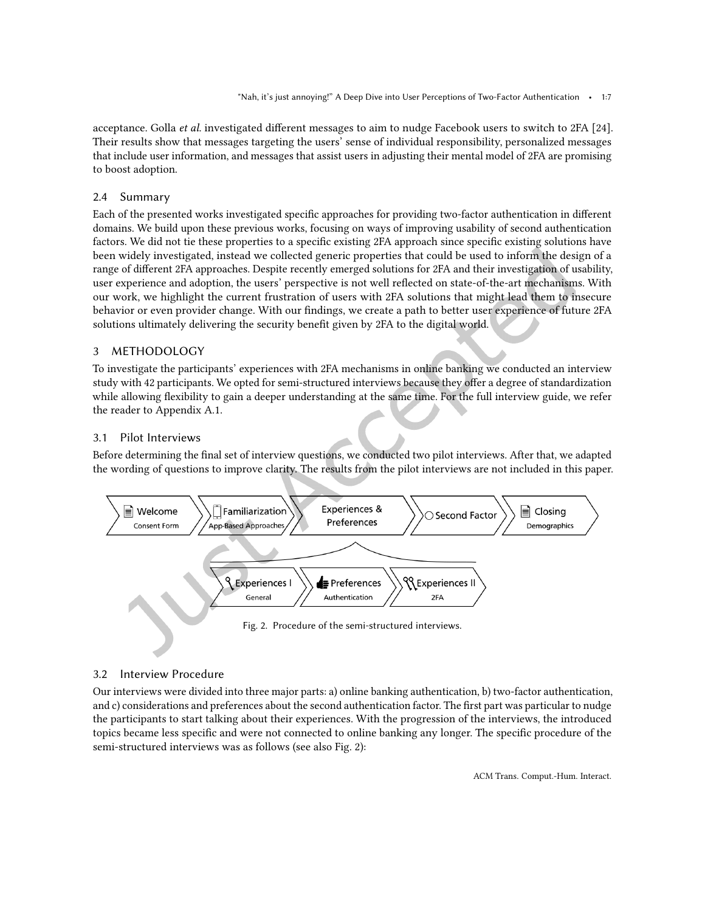acceptance. Golla *et al.* investigated different messages to aim to nudge Facebook users to switch to 2FA [24]. Their results show that messages targeting the users' sense of individual responsibility, personalized messages that include user information, and messages that assist users in adjusting their mental model of 2FA are promising to boost adoption.

### 2.4 Summary

Each of the presented works investigated specific approaches for providing two-factor authentication in different domains. We build upon these previous works, focusing on ways of improving usability of second authentication factors. We did not tie these properties to a specific existing 2FA approach since specific existing solutions have been widely investigated, instead we collected generic properties that could be used to inform the design of a range of different 2FA approaches. Despite recently emerged solutions for 2FA and their investigation of usability, user experience and adoption, the users' perspective is not well reflected on state-of-the-art mechanisms. With our work, we highlight the current frustration of users with 2FA solutions that might lead them to insecure behavior or even provider change. With our findings, we create a path to better user experience of future 2FA solutions ultimately delivering the security benefit given by 2FA to the digital world.

## 3 METHODOLOGY

To investigate the participants' experiences with 2FA mechanisms in online banking we conducted an interview study with 42 participants. We opted for semi-structured interviews because they offer a degree of standardization while allowing flexibility to gain a deeper understanding at the same time. For the full interview guide, we refer the reader to Appendix A.1.

### 3.1 Pilot Interviews

Before determining the final set of interview questions, we conducted two pilot interviews. After that, we adapted the wording of questions to improve clarity. The results from the pilot interviews are not included in this paper.

Welcome (Consent Form) → Familiarization (App-Based Approaches) → Experiences & Preferences → Second Factor → Closing (Demographics)

Experiences & Preferences: Experiences I (General) → Preferences (Authentication) → Experiences II (2FA)

Fig. 2. Procedure of the semi-structured interviews.

### 3.2 Interview Procedure

Our interviews were divided into three major parts: a) online banking authentication, b) two-factor authentication, and c) considerations and preferences about the second authentication factor. The first part was particular to nudge the participants to start talking about their experiences. With the progression of the interviews, the introduced topics became less specific and were not connected to online banking any longer. The specific procedure of the semi-structured interviews was as follows (see also Fig. 2):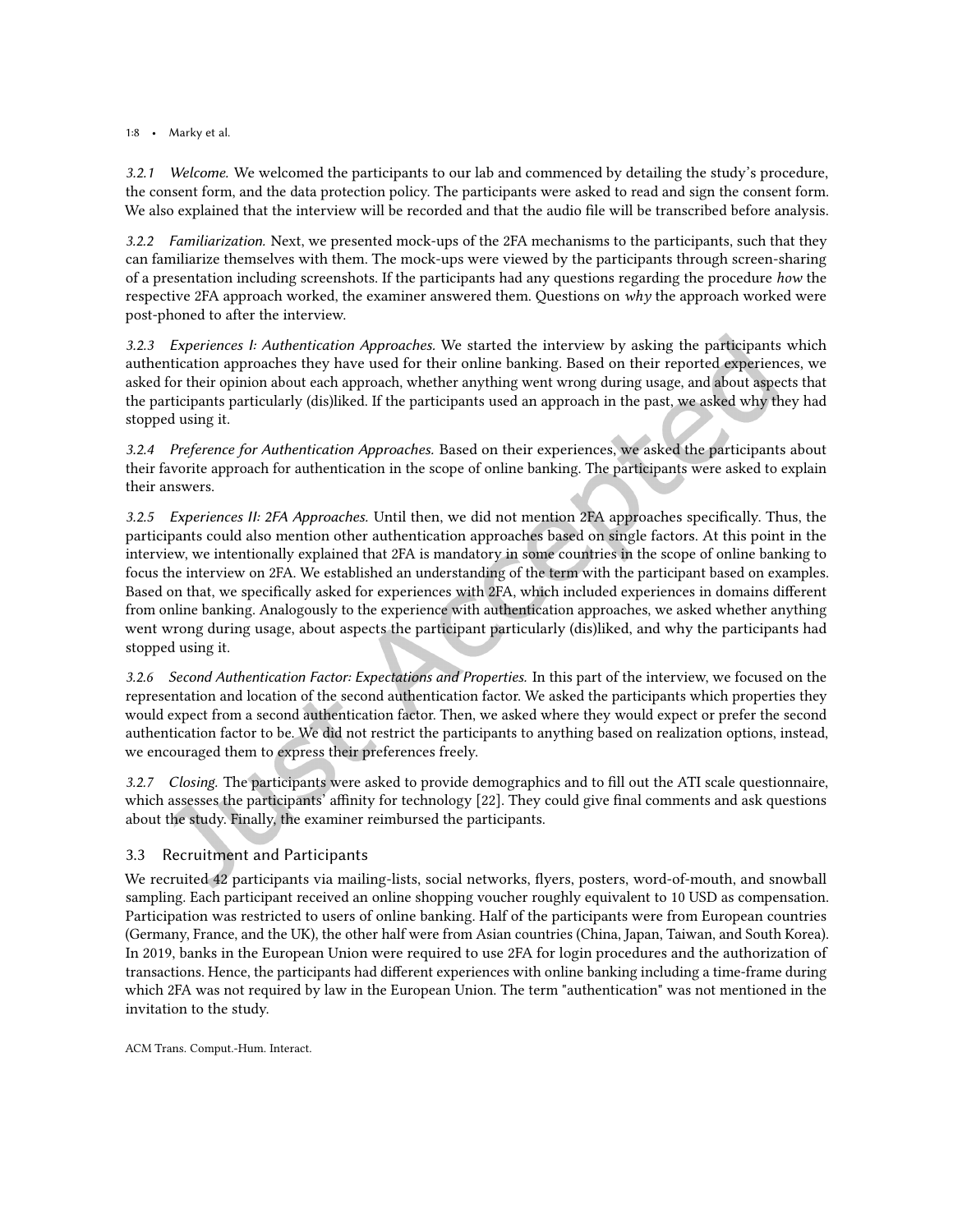#### 3.2.1 *Welcome.*

We welcomed the participants to our lab and commenced by detailing the study's procedure, the consent form, and the data protection policy. The participants were asked to read and sign the consent form. We also explained that the interview will be recorded and that the audio file will be transcribed before analysis.

#### 3.2.2 *Familiarization.*

Next, we presented mock-ups of the 2FA mechanisms to the participants, such that they can familiarize themselves with them. The mock-ups were viewed by the participants through screen-sharing of a presentation including screenshots. If the participants had any questions regarding the procedure *how* the respective 2FA approach worked, the examiner answered them. Questions on *why* the approach worked were post-phoned to after the interview.

#### 3.2.3 *Experiences I: Authentication Approaches.*

We started the interview by asking the participants which authentication approaches they have used for their online banking. Based on their reported experiences, we asked for their opinion about each approach, whether anything went wrong during usage, and about aspects that the participants particularly (dis)liked. If the participants used an approach in the past, we asked why they had stopped using it.

#### 3.2.4 *Preference for Authentication Approaches.*

Based on their experiences, we asked the participants about their favorite approach for authentication in the scope of online banking. The participants were asked to explain their answers.

#### 3.2.5 *Experiences II: 2FA Approaches.*

Until then, we did not mention 2FA approaches specifically. Thus, the participants could also mention other authentication approaches based on single factors. At this point in the interview, we intentionally explained that 2FA is mandatory in some countries in the scope of online banking to focus the interview on 2FA. We established an understanding of the term with the participant based on examples. Based on that, we specifically asked for experiences with 2FA, which included experiences in domains different from online banking. Analogously to the experience with authentication approaches, we asked whether anything went wrong during usage, about aspects the participant particularly (dis)liked, and why the participants had stopped using it.

#### 3.2.6 *Second Authentication Factor: Expectations and Properties.*

In this part of the interview, we focused on the representation and location of the second authentication factor. We asked the participants which properties they would expect from a second authentication factor. Then, we asked where they would expect or prefer the second authentication factor to be. We did not restrict the participants to anything based on realization options, instead, we encouraged them to express their preferences freely.

#### 3.2.7 *Closing.*

The participants were asked to provide demographics and to fill out the ATI scale questionnaire, which assesses the participants' affinity for technology [22]. They could give final comments and ask questions about the study. Finally, the examiner reimbursed the participants.

### 3.3 Recruitment and Participants

We recruited 42 participants via mailing-lists, social networks, flyers, posters, word-of-mouth, and snowball sampling. Each participant received an online shopping voucher roughly equivalent to 10 USD as compensation. Participation was restricted to users of online banking. Half of the participants were from European countries (Germany, France, and the UK), the other half were from Asian countries (China, Japan, Taiwan, and South Korea). In 2019, banks in the European Union were required to use 2FA for login procedures and the authorization of transactions. Hence, the participants had different experiences with online banking including a time-frame during which 2FA was not required by law in the European Union. The term "authentication" was not mentioned in the invitation to the study.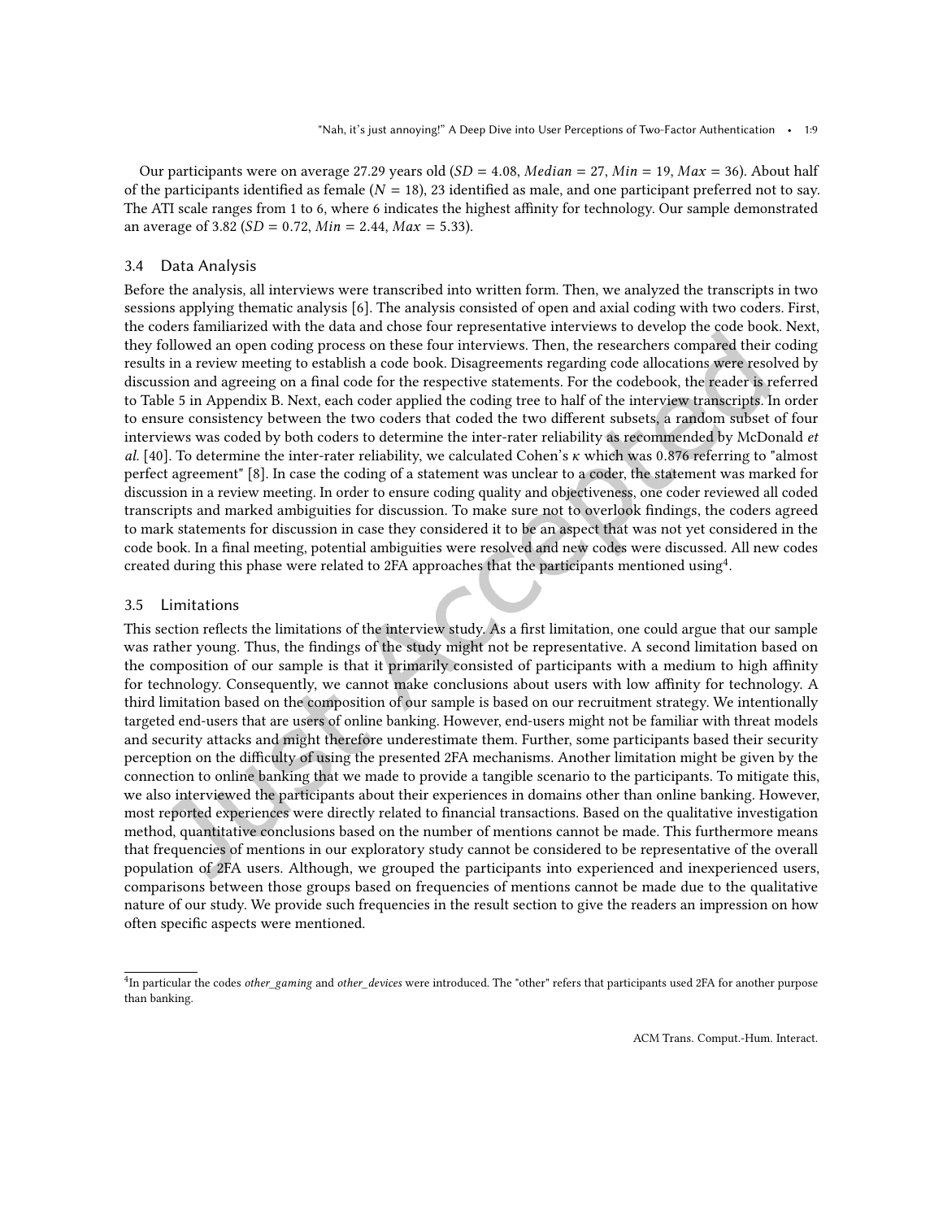Our participants were on average 27.29 years old ($SD = 4.08$, $Median = 27$, $Min = 19$, $Max = 36$). About half of the participants identified as female ($N = 18$), 23 identified as male, and one participant preferred not to say. The ATI scale ranges from 1 to 6, where 6 indicates the highest affinity for technology. Our sample demonstrated an average of 3.82 ($SD = 0.72$, $Min = 2.44$, $Max = 5.33$).

### 3.4 Data Analysis

Before the analysis, all interviews were transcribed into written form. Then, we analyzed the transcripts in two sessions applying thematic analysis [6]. The analysis consisted of open and axial coding with two coders. First, the coders familiarized with the data and chose four representative interviews to develop the code book. Next, they followed an open coding process on these four interviews. Then, the researchers compared their coding results in a review meeting to establish a code book. Disagreements regarding code allocations were resolved by discussion and agreeing on a final code for the respective statements. For the codebook, the reader is referred to Table 5 in Appendix B. Next, each coder applied the coding tree to half of the interview transcripts. In order to ensure consistency between the two coders that coded the two different subsets, a random subset of four interviews was coded by both coders to determine the inter-rater reliability as recommended by McDonald *et al.* [40]. To determine the inter-rater reliability, we calculated Cohen's $\kappa$ which was 0.876 referring to "almost perfect agreement" [8]. In case the coding of a statement was unclear to a coder, the statement was marked for discussion in a review meeting. In order to ensure coding quality and objectiveness, one coder reviewed all coded transcripts and marked ambiguities for discussion. To make sure not to overlook findings, the coders agreed to mark statements for discussion in case they considered it to be an aspect that was not yet considered in the code book. In a final meeting, potential ambiguities were resolved and new codes were discussed. All new codes created during this phase were related to 2FA approaches that the participants mentioned using[4].

### 3.5 Limitations

This section reflects the limitations of the interview study. As a first limitation, one could argue that our sample was rather young. Thus, the findings of the study might not be representative. A second limitation based on the composition of our sample is that it primarily consisted of participants with a medium to high affinity for technology. Consequently, we cannot make conclusions about users with low affinity for technology. A third limitation based on the composition of our sample is based on our recruitment strategy. We intentionally targeted end-users that are users of online banking. However, end-users might not be familiar with threat models and security attacks and might therefore underestimate them. Further, some participants based their security perception on the difficulty of using the presented 2FA mechanisms. Another limitation might be given by the connection to online banking that we made to provide a tangible scenario to the participants. To mitigate this, we also interviewed the participants about their experiences in domains other than online banking. However, most reported experiences were directly related to financial transactions. Based on the qualitative investigation method, quantitative conclusions based on the number of mentions cannot be made. This furthermore means that frequencies of mentions in our exploratory study cannot be considered to be representative of the overall population of 2FA users. Although, we grouped the participants into experienced and inexperienced users, comparisons between those groups based on frequencies of mentions cannot be made due to the qualitative nature of our study. We provide such frequencies in the result section to give the readers an impression on how often specific aspects were mentioned.

---

[4] In particular the codes *other_gaming* and *other_devices* were introduced. The "other" refers that participants used 2FA for another purpose than banking.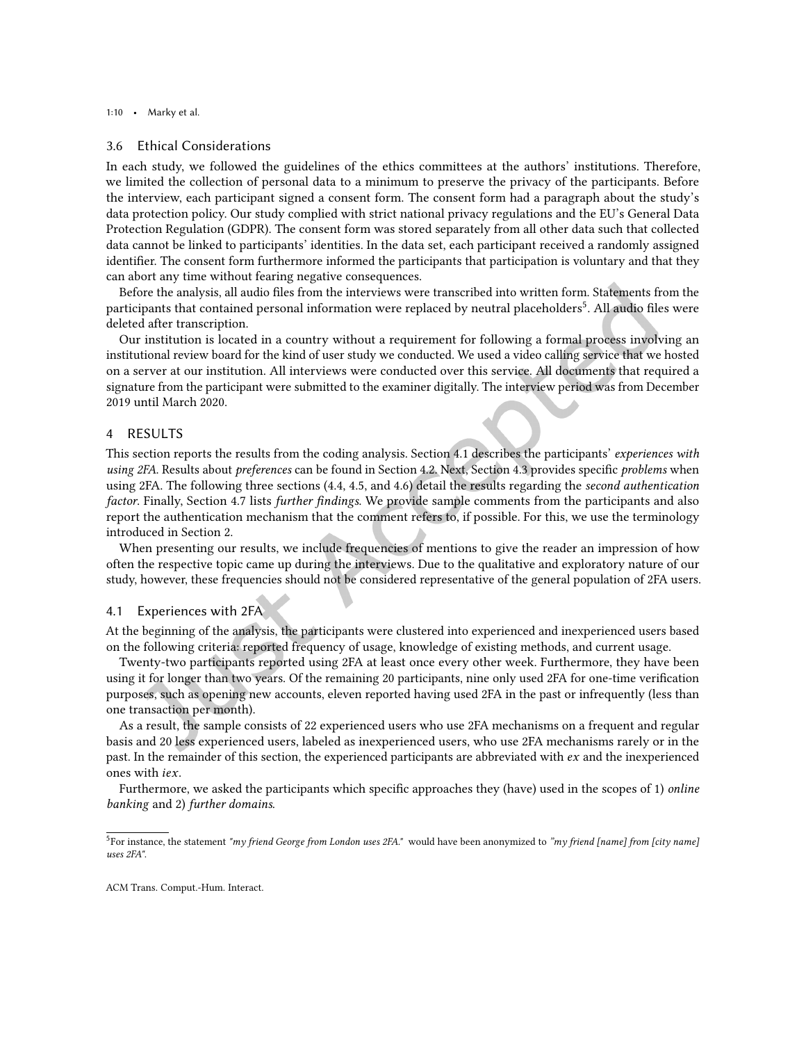## 3.6 Ethical Considerations

In each study, we followed the guidelines of the ethics committees at the authors' institutions. Therefore, we limited the collection of personal data to a minimum to preserve the privacy of the participants. Before the interview, each participant signed a consent form. The consent form had a paragraph about the study's data protection policy. Our study complied with strict national privacy regulations and the EU's General Data Protection Regulation (GDPR). The consent form was stored separately from all other data such that collected data cannot be linked to participants' identities. In the data set, each participant received a randomly assigned identifier. The consent form furthermore informed the participants that participation is voluntary and that they can abort any time without fearing negative consequences.

Before the analysis, all audio files from the interviews were transcribed into written form. Statements from the participants that contained personal information were replaced by neutral placeholders[5]. All audio files were deleted after transcription.

Our institution is located in a country without a requirement for following a formal process involving an institutional review board for the kind of user study we conducted. We used a video calling service that we hosted on a server at our institution. All interviews were conducted over this service. All documents that required a signature from the participant were submitted to the examiner digitally. The interview period was from December 2019 until March 2020.

# 4 RESULTS

This section reports the results from the coding analysis. Section 4.1 describes the participants' *experiences with using 2FA*. Results about *preferences* can be found in Section 4.2. Next, Section 4.3 provides specific *problems* when using 2FA. The following three sections (4.4, 4.5, and 4.6) detail the results regarding the *second authentication factor*. Finally, Section 4.7 lists *further findings*. We provide sample comments from the participants and also report the authentication mechanism that the comment refers to, if possible. For this, we use the terminology introduced in Section 2.

When presenting our results, we include frequencies of mentions to give the reader an impression of how often the respective topic came up during the interviews. Due to the qualitative and exploratory nature of our study, however, these frequencies should not be considered representative of the general population of 2FA users.

## 4.1 Experiences with 2FA

At the beginning of the analysis, the participants were clustered into experienced and inexperienced users based on the following criteria: reported frequency of usage, knowledge of existing methods, and current usage.

Twenty-two participants reported using 2FA at least once every other week. Furthermore, they have been using it for longer than two years. Of the remaining 20 participants, nine only used 2FA for one-time verification purposes, such as opening new accounts, eleven reported having used 2FA in the past or infrequently (less than one transaction per month).

As a result, the sample consists of 22 experienced users who use 2FA mechanisms on a frequent and regular basis and 20 less experienced users, labeled as inexperienced users, who use 2FA mechanisms rarely or in the past. In the remainder of this section, the experienced participants are abbreviated with *ex* and the inexperienced ones with *iex*.

Furthermore, we asked the participants which specific approaches they (have) used in the scopes of 1) *online banking* and 2) *further domains*.

[5]For instance, the statement *"my friend George from London uses 2FA."* would have been anonymized to *"my friend [name] from [city name] uses 2FA"*.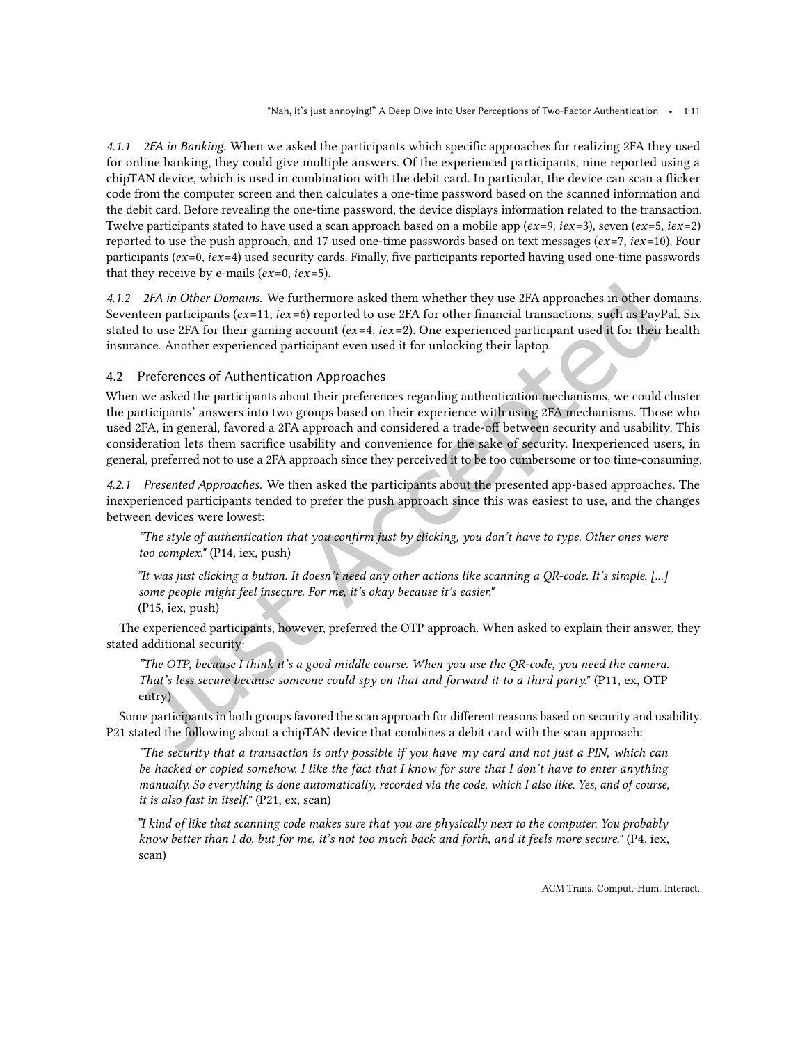*4.1.1 2FA in Banking.* When we asked the participants which specific approaches for realizing 2FA they used for online banking, they could give multiple answers. Of the experienced participants, nine reported using a chipTAN device, which is used in combination with the debit card. In particular, the device can scan a flicker code from the computer screen and then calculates a one-time password based on the scanned information and the debit card. Before revealing the one-time password, the device displays information related to the transaction. Twelve participants stated to have used a scan approach based on a mobile app (*ex*=9, *iex*=3), seven (*ex*=5, *iex*=2) reported to use the push approach, and 17 used one-time passwords based on text messages (*ex*=7, *iex*=10). Four participants (*ex*=0, *iex*=4) used security cards. Finally, five participants reported having used one-time passwords that they receive by e-mails (*ex*=0, *iex*=5).

*4.1.2 2FA in Other Domains.* We furthermore asked them whether they use 2FA approaches in other domains. Seventeen participants (*ex*=11, *iex*=6) reported to use 2FA for other financial transactions, such as PayPal. Six stated to use 2FA for their gaming account (*ex*=4, *iex*=2). One experienced participant used it for their health insurance. Another experienced participant even used it for unlocking their laptop.

## 4.2 Preferences of Authentication Approaches

When we asked the participants about their preferences regarding authentication mechanisms, we could cluster the participants' answers into two groups based on their experience with using 2FA mechanisms. Those who used 2FA, in general, favored a 2FA approach and considered a trade-off between security and usability. This consideration lets them sacrifice usability and convenience for the sake of security. Inexperienced users, in general, preferred not to use a 2FA approach since they perceived it to be too cumbersome or too time-consuming.

*4.2.1 Presented Approaches.* We then asked the participants about the presented app-based approaches. The inexperienced participants tended to prefer the push approach since this was easiest to use, and the changes between devices were lowest:

> *"The style of authentication that you confirm just by clicking, you don't have to type. Other ones were too complex."* (P14, iex, push)

> *"It was just clicking a button. It doesn't need any other actions like scanning a QR-code. It's simple. [...] some people might feel insecure. For me, it's okay because it's easier."* (P15, iex, push)

The experienced participants, however, preferred the OTP approach. When asked to explain their answer, they stated additional security:

> *"The OTP, because I think it's a good middle course. When you use the QR-code, you need the camera. That's less secure because someone could spy on that and forward it to a third party."* (P11, ex, OTP entry)

Some participants in both groups favored the scan approach for different reasons based on security and usability. P21 stated the following about a chipTAN device that combines a debit card with the scan approach:

> *"The security that a transaction is only possible if you have my card and not just a PIN, which can be hacked or copied somehow. I like the fact that I know for sure that I don't have to enter anything manually. So everything is done automatically, recorded via the code, which I also like. Yes, and of course, it is also fast in itself."* (P21, ex, scan)

> *"I kind of like that scanning code makes sure that you are physically next to the computer. You probably know better than I do, but for me, it's not too much back and forth, and it feels more secure."* (P4, iex, scan)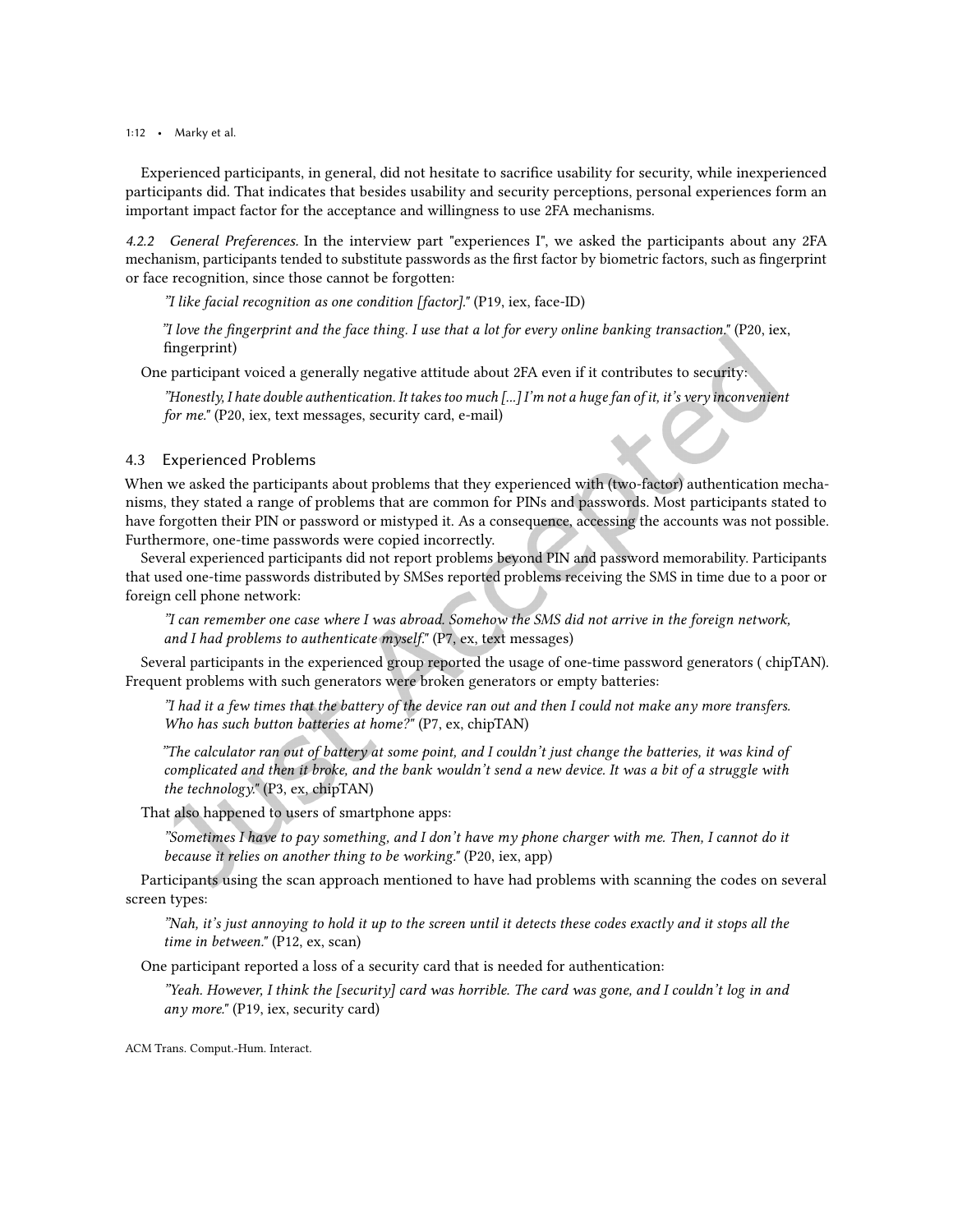Experienced participants, in general, did not hesitate to sacrifice usability for security, while inexperienced participants did. That indicates that besides usability and security perceptions, personal experiences form an important impact factor for the acceptance and willingness to use 2FA mechanisms.

#### 4.2.2 General Preferences.

In the interview part "experiences I", we asked the participants about any 2FA mechanism, participants tended to substitute passwords as the first factor by biometric factors, such as fingerprint or face recognition, since those cannot be forgotten:

> *"I like facial recognition as one condition [factor]."* (P19, iex, face-ID)

> *"I love the fingerprint and the face thing. I use that a lot for every online banking transaction."* (P20, iex, fingerprint)

One participant voiced a generally negative attitude about 2FA even if it contributes to security:

> *"Honestly, I hate double authentication. It takes too much [...] I'm not a huge fan of it, it's very inconvenient for me."* (P20, iex, text messages, security card, e-mail)

### 4.3 Experienced Problems

When we asked the participants about problems that they experienced with (two-factor) authentication mechanisms, they stated a range of problems that are common for PINs and passwords. Most participants stated to have forgotten their PIN or password or mistyped it. As a consequence, accessing the accounts was not possible. Furthermore, one-time passwords were copied incorrectly.

Several experienced participants did not report problems beyond PIN and password memorability. Participants that used one-time passwords distributed by SMSes reported problems receiving the SMS in time due to a poor or foreign cell phone network:

> *"I can remember one case where I was abroad. Somehow the SMS did not arrive in the foreign network, and I had problems to authenticate myself."* (P7, ex, text messages)

Several participants in the experienced group reported the usage of one-time password generators ( chipTAN). Frequent problems with such generators were broken generators or empty batteries:

> *"I had it a few times that the battery of the device ran out and then I could not make any more transfers. Who has such button batteries at home?"* (P7, ex, chipTAN)

> *"The calculator ran out of battery at some point, and I couldn't just change the batteries, it was kind of complicated and then it broke, and the bank wouldn't send a new device. It was a bit of a struggle with the technology."* (P3, ex, chipTAN)

That also happened to users of smartphone apps:

> *"Sometimes I have to pay something, and I don't have my phone charger with me. Then, I cannot do it because it relies on another thing to be working."* (P20, iex, app)

Participants using the scan approach mentioned to have had problems with scanning the codes on several screen types:

> *"Nah, it's just annoying to hold it up to the screen until it detects these codes exactly and it stops all the time in between."* (P12, ex, scan)

One participant reported a loss of a security card that is needed for authentication:

> *"Yeah. However, I think the [security] card was horrible. The card was gone, and I couldn't log in and any more."* (P19, iex, security card)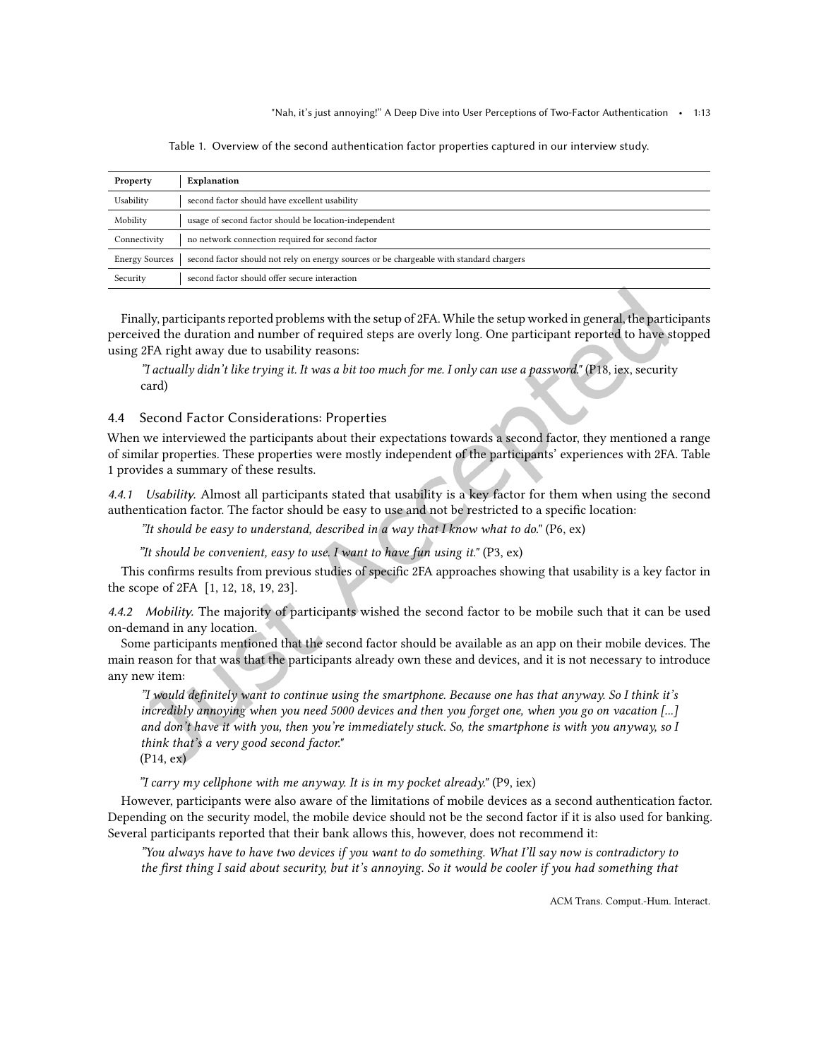Table 1. Overview of the second authentication factor properties captured in our interview study.

| Property | Explanation |
|---|---|
| Usability | second factor should have excellent usability |
| Mobility | usage of second factor should be location-independent |
| Connectivity | no network connection required for second factor |
| Energy Sources | second factor should not rely on energy sources or be chargeable with standard chargers |
| Security | second factor should offer secure interaction |

Finally, participants reported problems with the setup of 2FA. While the setup worked in general, the participants perceived the duration and number of required steps are overly long. One participant reported to have stopped using 2FA right away due to usability reasons:

> *"I actually didn't like trying it. It was a bit too much for me. I only can use a password."* (P18, iex, security card)

### 4.4 Second Factor Considerations: Properties

When we interviewed the participants about their expectations towards a second factor, they mentioned a range of similar properties. These properties were mostly independent of the participants' experiences with 2FA. Table 1 provides a summary of these results.

*4.4.1 Usability.* Almost all participants stated that usability is a key factor for them when using the second authentication factor. The factor should be easy to use and not be restricted to a specific location:

> *"It should be easy to understand, described in a way that I know what to do."* (P6, ex)

> *"It should be convenient, easy to use. I want to have fun using it."* (P3, ex)

This confirms results from previous studies of specific 2FA approaches showing that usability is a key factor in the scope of 2FA [1, 12, 18, 19, 23].

*4.4.2 Mobility.* The majority of participants wished the second factor to be mobile such that it can be used on-demand in any location.

Some participants mentioned that the second factor should be available as an app on their mobile devices. The main reason for that was that the participants already own these and devices, and it is not necessary to introduce any new item:

> *"I would definitely want to continue using the smartphone. Because one has that anyway. So I think it's incredibly annoying when you need 5000 devices and then you forget one, when you go on vacation [...] and don't have it with you, then you're immediately stuck. So, the smartphone is with you anyway, so I think that's a very good second factor."*
> (P14, ex)

> *"I carry my cellphone with me anyway. It is in my pocket already."* (P9, iex)

However, participants were also aware of the limitations of mobile devices as a second authentication factor. Depending on the security model, the mobile device should not be the second factor if it is also used for banking. Several participants reported that their bank allows this, however, does not recommend it:

> *"You always have to have two devices if you want to do something. What I'll say now is contradictory to the first thing I said about security, but it's annoying. So it would be cooler if you had something that*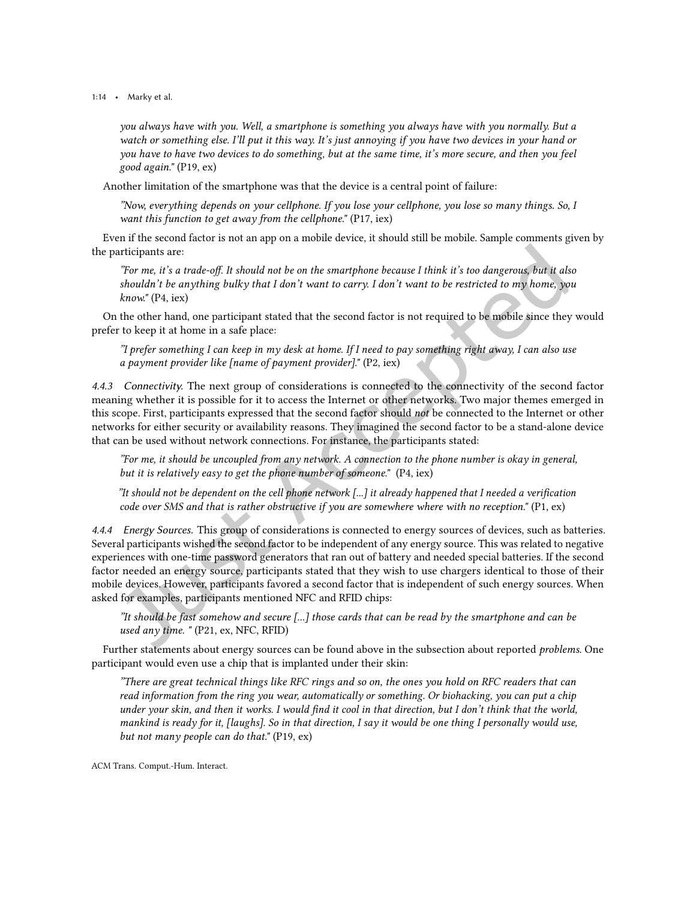*you always have with you. Well, a smartphone is something you always have with you normally. But a watch or something else. I'll put it this way. It's just annoying if you have two devices in your hand or you have to have two devices to do something, but at the same time, it's more secure, and then you feel good again."* (P19, ex)

Another limitation of the smartphone was that the device is a central point of failure:

> *"Now, everything depends on your cellphone. If you lose your cellphone, you lose so many things. So, I want this function to get away from the cellphone."* (P17, iex)

Even if the second factor is not an app on a mobile device, it should still be mobile. Sample comments given by the participants are:

> *"For me, it's a trade-off. It should not be on the smartphone because I think it's too dangerous, but it also shouldn't be anything bulky that I don't want to carry. I don't want to be restricted to my home, you know."* (P4, iex)

On the other hand, one participant stated that the second factor is not required to be mobile since they would prefer to keep it at home in a safe place:

> *"I prefer something I can keep in my desk at home. If I need to pay something right away, I can also use a payment provider like [name of payment provider]."* (P2, iex)

#### 4.4.3 Connectivity.

The next group of considerations is connected to the connectivity of the second factor meaning whether it is possible for it to access the Internet or other networks. Two major themes emerged in this scope. First, participants expressed that the second factor should *not* be connected to the Internet or other networks for either security or availability reasons. They imagined the second factor to be a stand-alone device that can be used without network connections. For instance, the participants stated:

> *"For me, it should be uncoupled from any network. A connection to the phone number is okay in general, but it is relatively easy to get the phone number of someone."* (P4, iex)

> *"It should not be dependent on the cell phone network [...] it already happened that I needed a verification code over SMS and that is rather obstructive if you are somewhere where with no reception."* (P1, ex)

#### 4.4.4 Energy Sources.

This group of considerations is connected to energy sources of devices, such as batteries. Several participants wished the second factor to be independent of any energy source. This was related to negative experiences with one-time password generators that ran out of battery and needed special batteries. If the second factor needed an energy source, participants stated that they wish to use chargers identical to those of their mobile devices. However, participants favored a second factor that is independent of such energy sources. When asked for examples, participants mentioned NFC and RFID chips:

> *"It should be fast somehow and secure [...] those cards that can be read by the smartphone and can be used any time. "* (P21, ex, NFC, RFID)

Further statements about energy sources can be found above in the subsection about reported *problems*. One participant would even use a chip that is implanted under their skin:

> *"There are great technical things like RFC rings and so on, the ones you hold on RFC readers that can read information from the ring you wear, automatically or something. Or biohacking, you can put a chip under your skin, and then it works. I would find it cool in that direction, but I don't think that the world, mankind is ready for it, [laughs]. So in that direction, I say it would be one thing I personally would use, but not many people can do that."* (P19, ex)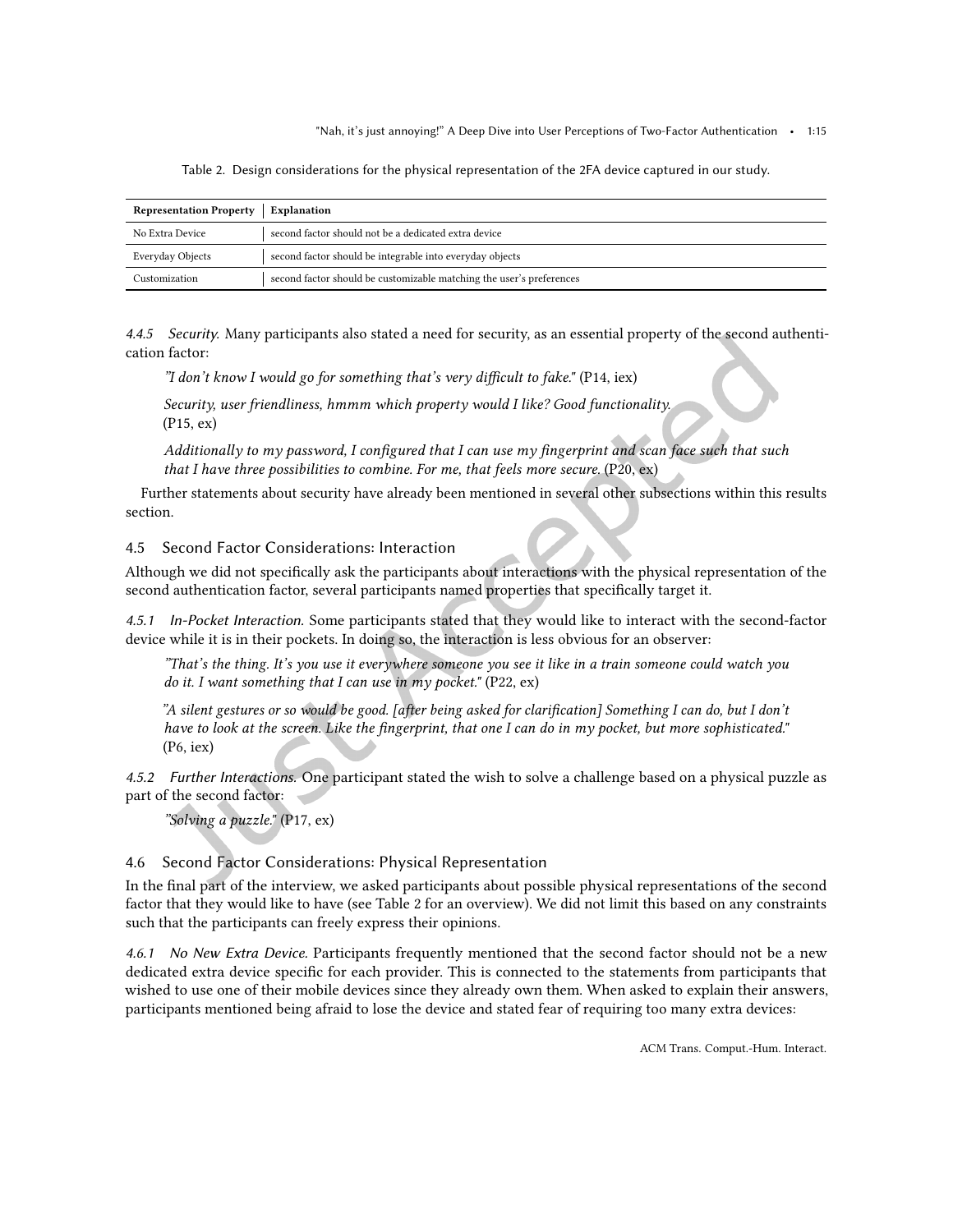Table 2. Design considerations for the physical representation of the 2FA device captured in our study.

| Representation Property | Explanation |
| --- | --- |
| No Extra Device | second factor should not be a dedicated extra device |
| Everyday Objects | second factor should be integrable into everyday objects |
| Customization | second factor should be customizable matching the user's preferences |

*4.4.5 Security.* Many participants also stated a need for security, as an essential property of the second authentication factor:

> *"I don't know I would go for something that's very difficult to fake."* (P14, iex)

> *Security, user friendliness, hmmm which property would I like? Good functionality.* (P15, ex)

> *Additionally to my password, I configured that I can use my fingerprint and scan face such that such that I have three possibilities to combine. For me, that feels more secure.* (P20, ex)

Further statements about security have already been mentioned in several other subsections within this results section.

## 4.5 Second Factor Considerations: Interaction

Although we did not specifically ask the participants about interactions with the physical representation of the second authentication factor, several participants named properties that specifically target it.

*4.5.1 In-Pocket Interaction.* Some participants stated that they would like to interact with the second-factor device while it is in their pockets. In doing so, the interaction is less obvious for an observer:

> *"That's the thing. It's you use it everywhere someone you see it like in a train someone could watch you do it. I want something that I can use in my pocket."* (P22, ex)

> *"A silent gestures or so would be good. [after being asked for clarification] Something I can do, but I don't have to look at the screen. Like the fingerprint, that one I can do in my pocket, but more sophisticated."* (P6, iex)

*4.5.2 Further Interactions.* One participant stated the wish to solve a challenge based on a physical puzzle as part of the second factor:

> *"Solving a puzzle."* (P17, ex)

## 4.6 Second Factor Considerations: Physical Representation

In the final part of the interview, we asked participants about possible physical representations of the second factor that they would like to have (see Table 2 for an overview). We did not limit this based on any constraints such that the participants can freely express their opinions.

*4.6.1 No New Extra Device.* Participants frequently mentioned that the second factor should not be a new dedicated extra device specific for each provider. This is connected to the statements from participants that wished to use one of their mobile devices since they already own them. When asked to explain their answers, participants mentioned being afraid to lose the device and stated fear of requiring too many extra devices: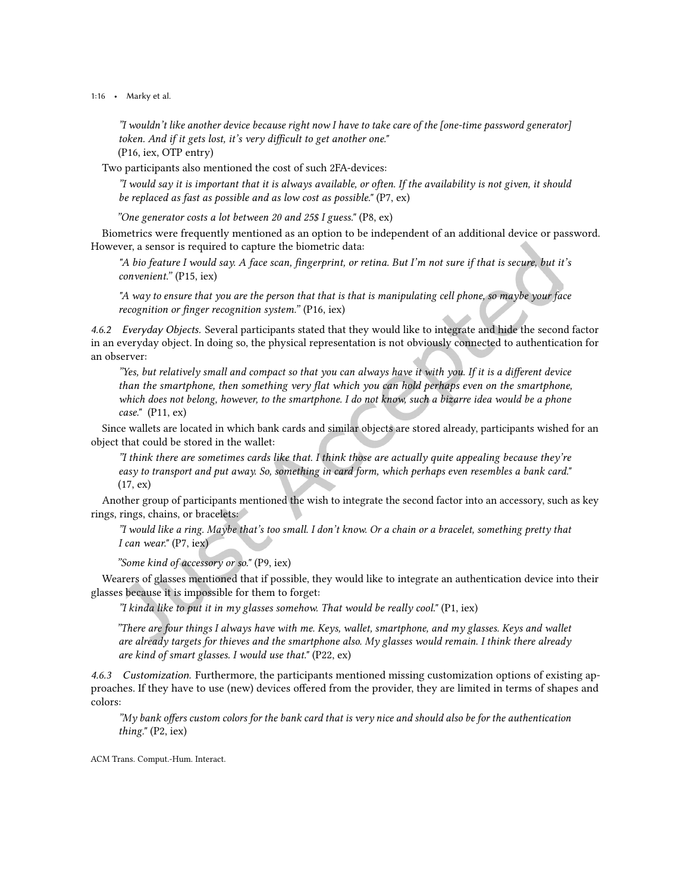"I wouldn't like another device because right now I have to take care of the [one-time password generator] token. And if it gets lost, it's very difficult to get another one."
(P16, iex, OTP entry)

Two participants also mentioned the cost of such 2FA-devices:

> *"I would say it is important that it is always available, or often. If the availability is not given, it should be replaced as fast as possible and as low cost as possible."* (P7, ex)

> *"One generator costs a lot between 20 and 25$ I guess."* (P8, ex)

Biometrics were frequently mentioned as an option to be independent of an additional device or password. However, a sensor is required to capture the biometric data:

> *"A bio feature I would say. A face scan, fingerprint, or retina. But I'm not sure if that is secure, but it's convenient."* (P15, iex)

> *"A way to ensure that you are the person that that is that is manipulating cell phone, so maybe your face recognition or finger recognition system."* (P16, iex)

#### 4.6.2 *Everyday Objects.*

Several participants stated that they would like to integrate and hide the second factor in an everyday object. In doing so, the physical representation is not obviously connected to authentication for an observer:

> *"Yes, but relatively small and compact so that you can always have it with you. If it is a different device than the smartphone, then something very flat which you can hold perhaps even on the smartphone, which does not belong, however, to the smartphone. I do not know, such a bizarre idea would be a phone case."* (P11, ex)

Since wallets are located in which bank cards and similar objects are stored already, participants wished for an object that could be stored in the wallet:

> *"I think there are sometimes cards like that. I think those are actually quite appealing because they're easy to transport and put away. So, something in card form, which perhaps even resembles a bank card."* (17, ex)

Another group of participants mentioned the wish to integrate the second factor into an accessory, such as key rings, rings, chains, or bracelets:

> *"I would like a ring. Maybe that's too small. I don't know. Or a chain or a bracelet, something pretty that I can wear."* (P7, iex)

> *"Some kind of accessory or so."* (P9, iex)

Wearers of glasses mentioned that if possible, they would like to integrate an authentication device into their glasses because it is impossible for them to forget:

> *"I kinda like to put it in my glasses somehow. That would be really cool."* (P1, iex)

> *"There are four things I always have with me. Keys, wallet, smartphone, and my glasses. Keys and wallet are already targets for thieves and the smartphone also. My glasses would remain. I think there already are kind of smart glasses. I would use that."* (P22, ex)

#### 4.6.3 *Customization.*

Furthermore, the participants mentioned missing customization options of existing approaches. If they have to use (new) devices offered from the provider, they are limited in terms of shapes and colors:

> *"My bank offers custom colors for the bank card that is very nice and should also be for the authentication thing."* (P2, iex)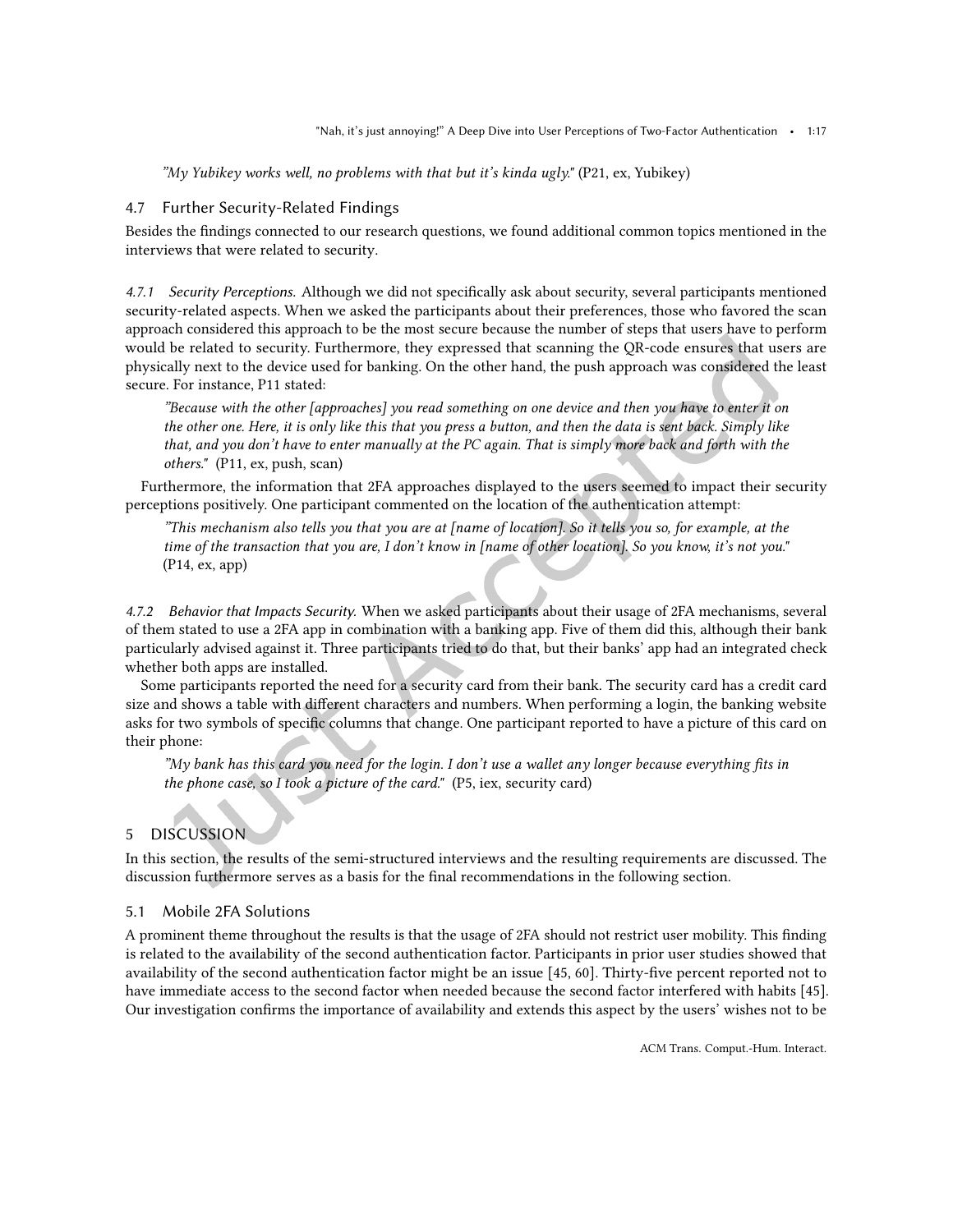*"My Yubikey works well, no problems with that but it's kinda ugly."* (P21, ex, Yubikey)

## 4.7 Further Security-Related Findings

Besides the findings connected to our research questions, we found additional common topics mentioned in the interviews that were related to security.

*4.7.1 Security Perceptions.* Although we did not specifically ask about security, several participants mentioned security-related aspects. When we asked the participants about their preferences, those who favored the scan approach considered this approach to be the most secure because the number of steps that users have to perform would be related to security. Furthermore, they expressed that scanning the QR-code ensures that users are physically next to the device used for banking. On the other hand, the push approach was considered the least secure. For instance, P11 stated:

> *"Because with the other [approaches] you read something on one device and then you have to enter it on the other one. Here, it is only like this that you press a button, and then the data is sent back. Simply like that, and you don't have to enter manually at the PC again. That is simply more back and forth with the others."* (P11, ex, push, scan)

Furthermore, the information that 2FA approaches displayed to the users seemed to impact their security perceptions positively. One participant commented on the location of the authentication attempt:

> *"This mechanism also tells you that you are at [name of location]. So it tells you so, for example, at the time of the transaction that you are, I don't know in [name of other location]. So you know, it's not you."* (P14, ex, app)

*4.7.2 Behavior that Impacts Security.* When we asked participants about their usage of 2FA mechanisms, several of them stated to use a 2FA app in combination with a banking app. Five of them did this, although their bank particularly advised against it. Three participants tried to do that, but their banks' app had an integrated check whether both apps are installed.

Some participants reported the need for a security card from their bank. The security card has a credit card size and shows a table with different characters and numbers. When performing a login, the banking website asks for two symbols of specific columns that change. One participant reported to have a picture of this card on their phone:

> *"My bank has this card you need for the login. I don't use a wallet any longer because everything fits in the phone case, so I took a picture of the card."* (P5, iex, security card)

# 5 DISCUSSION

In this section, the results of the semi-structured interviews and the resulting requirements are discussed. The discussion furthermore serves as a basis for the final recommendations in the following section.

## 5.1 Mobile 2FA Solutions

A prominent theme throughout the results is that the usage of 2FA should not restrict user mobility. This finding is related to the availability of the second authentication factor. Participants in prior user studies showed that availability of the second authentication factor might be an issue [45, 60]. Thirty-five percent reported not to have immediate access to the second factor when needed because the second factor interfered with habits [45]. Our investigation confirms the importance of availability and extends this aspect by the users' wishes not to be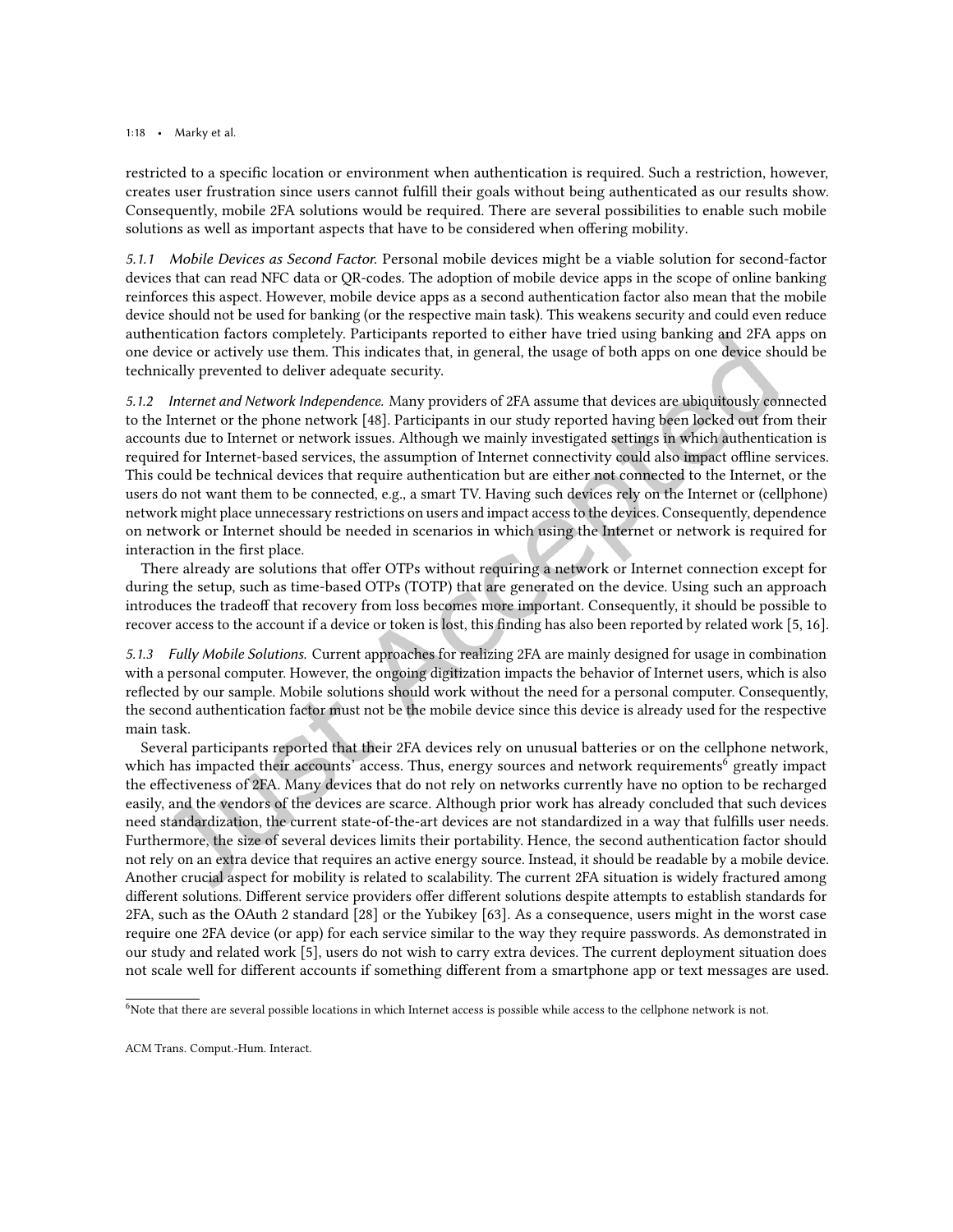restricted to a specific location or environment when authentication is required. Such a restriction, however, creates user frustration since users cannot fulfill their goals without being authenticated as our results show. Consequently, mobile 2FA solutions would be required. There are several possibilities to enable such mobile solutions as well as important aspects that have to be considered when offering mobility.

*5.1.1 Mobile Devices as Second Factor.* Personal mobile devices might be a viable solution for second-factor devices that can read NFC data or QR-codes. The adoption of mobile device apps in the scope of online banking reinforces this aspect. However, mobile device apps as a second authentication factor also mean that the mobile device should not be used for banking (or the respective main task). This weakens security and could even reduce authentication factors completely. Participants reported to either have tried using banking and 2FA apps on one device or actively use them. This indicates that, in general, the usage of both apps on one device should be technically prevented to deliver adequate security.

*5.1.2 Internet and Network Independence.* Many providers of 2FA assume that devices are ubiquitously connected to the Internet or the phone network [48]. Participants in our study reported having been locked out from their accounts due to Internet or network issues. Although we mainly investigated settings in which authentication is required for Internet-based services, the assumption of Internet connectivity could also impact offline services. This could be technical devices that require authentication but are either not connected to the Internet, or the users do not want them to be connected, e.g., a smart TV. Having such devices rely on the Internet or (cellphone) network might place unnecessary restrictions on users and impact access to the devices. Consequently, dependence on network or Internet should be needed in scenarios in which using the Internet or network is required for interaction in the first place.

There already are solutions that offer OTPs without requiring a network or Internet connection except for during the setup, such as time-based OTPs (TOTP) that are generated on the device. Using such an approach introduces the tradeoff that recovery from loss becomes more important. Consequently, it should be possible to recover access to the account if a device or token is lost, this finding has also been reported by related work [5, 16].

*5.1.3 Fully Mobile Solutions.* Current approaches for realizing 2FA are mainly designed for usage in combination with a personal computer. However, the ongoing digitization impacts the behavior of Internet users, which is also reflected by our sample. Mobile solutions should work without the need for a personal computer. Consequently, the second authentication factor must not be the mobile device since this device is already used for the respective main task.

Several participants reported that their 2FA devices rely on unusual batteries or on the cellphone network, which has impacted their accounts' access. Thus, energy sources and network requirements[6] greatly impact the effectiveness of 2FA. Many devices that do not rely on networks currently have no option to be recharged easily, and the vendors of the devices are scarce. Although prior work has already concluded that such devices need standardization, the current state-of-the-art devices are not standardized in a way that fulfills user needs. Furthermore, the size of several devices limits their portability. Hence, the second authentication factor should not rely on an extra device that requires an active energy source. Instead, it should be readable by a mobile device. Another crucial aspect for mobility is related to scalability. The current 2FA situation is widely fractured among different solutions. Different service providers offer different solutions despite attempts to establish standards for 2FA, such as the OAuth 2 standard [28] or the Yubikey [63]. As a consequence, users might in the worst case require one 2FA device (or app) for each service similar to the way they require passwords. As demonstrated in our study and related work [5], users do not wish to carry extra devices. The current deployment situation does not scale well for different accounts if something different from a smartphone app or text messages are used.

[6] Note that there are several possible locations in which Internet access is possible while access to the cellphone network is not.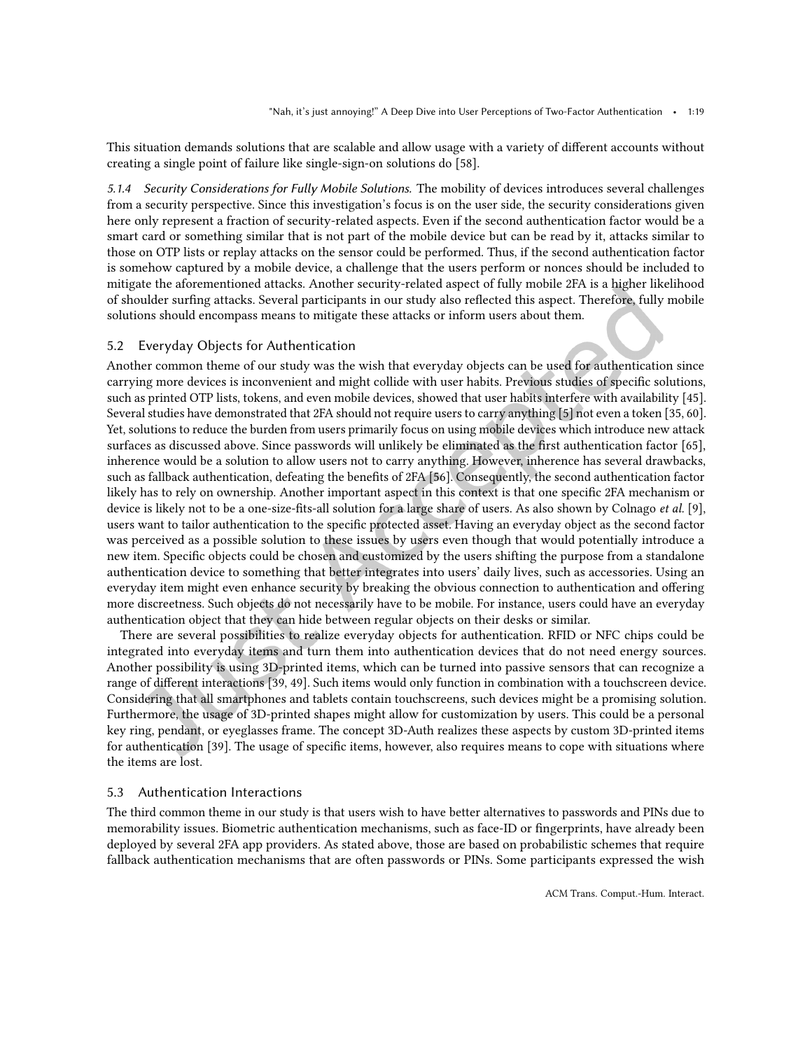This situation demands solutions that are scalable and allow usage with a variety of different accounts without creating a single point of failure like single-sign-on solutions do [58].

*5.1.4 Security Considerations for Fully Mobile Solutions.* The mobility of devices introduces several challenges from a security perspective. Since this investigation's focus is on the user side, the security considerations given here only represent a fraction of security-related aspects. Even if the second authentication factor would be a smart card or something similar that is not part of the mobile device but can be read by it, attacks similar to those on OTP lists or replay attacks on the sensor could be performed. Thus, if the second authentication factor is somehow captured by a mobile device, a challenge that the users perform or nonces should be included to mitigate the aforementioned attacks. Another security-related aspect of fully mobile 2FA is a higher likelihood of shoulder surfing attacks. Several participants in our study also reflected this aspect. Therefore, fully mobile solutions should encompass means to mitigate these attacks or inform users about them.

## 5.2 Everyday Objects for Authentication

Another common theme of our study was the wish that everyday objects can be used for authentication since carrying more devices is inconvenient and might collide with user habits. Previous studies of specific solutions, such as printed OTP lists, tokens, and even mobile devices, showed that user habits interfere with availability [45]. Several studies have demonstrated that 2FA should not require users to carry anything [5] not even a token [35, 60]. Yet, solutions to reduce the burden from users primarily focus on using mobile devices which introduce new attack surfaces as discussed above. Since passwords will unlikely be eliminated as the first authentication factor [65], inherence would be a solution to allow users not to carry anything. However, inherence has several drawbacks, such as fallback authentication, defeating the benefits of 2FA [56]. Consequently, the second authentication factor likely has to rely on ownership. Another important aspect in this context is that one specific 2FA mechanism or device is likely not to be a one-size-fits-all solution for a large share of users. As also shown by Colnago *et al.* [9], users want to tailor authentication to the specific protected asset. Having an everyday object as the second factor was perceived as a possible solution to these issues by users even though that would potentially introduce a new item. Specific objects could be chosen and customized by the users shifting the purpose from a standalone authentication device to something that better integrates into users' daily lives, such as accessories. Using an everyday item might even enhance security by breaking the obvious connection to authentication and offering more discreetness. Such objects do not necessarily have to be mobile. For instance, users could have an everyday authentication object that they can hide between regular objects on their desks or similar.

There are several possibilities to realize everyday objects for authentication. RFID or NFC chips could be integrated into everyday items and turn them into authentication devices that do not need energy sources. Another possibility is using 3D-printed items, which can be turned into passive sensors that can recognize a range of different interactions [39, 49]. Such items would only function in combination with a touchscreen device. Considering that all smartphones and tablets contain touchscreens, such devices might be a promising solution. Furthermore, the usage of 3D-printed shapes might allow for customization by users. This could be a personal key ring, pendant, or eyeglasses frame. The concept 3D-Auth realizes these aspects by custom 3D-printed items for authentication [39]. The usage of specific items, however, also requires means to cope with situations where the items are lost.

## 5.3 Authentication Interactions

The third common theme in our study is that users wish to have better alternatives to passwords and PINs due to memorability issues. Biometric authentication mechanisms, such as face-ID or fingerprints, have already been deployed by several 2FA app providers. As stated above, those are based on probabilistic schemes that require fallback authentication mechanisms that are often passwords or PINs. Some participants expressed the wish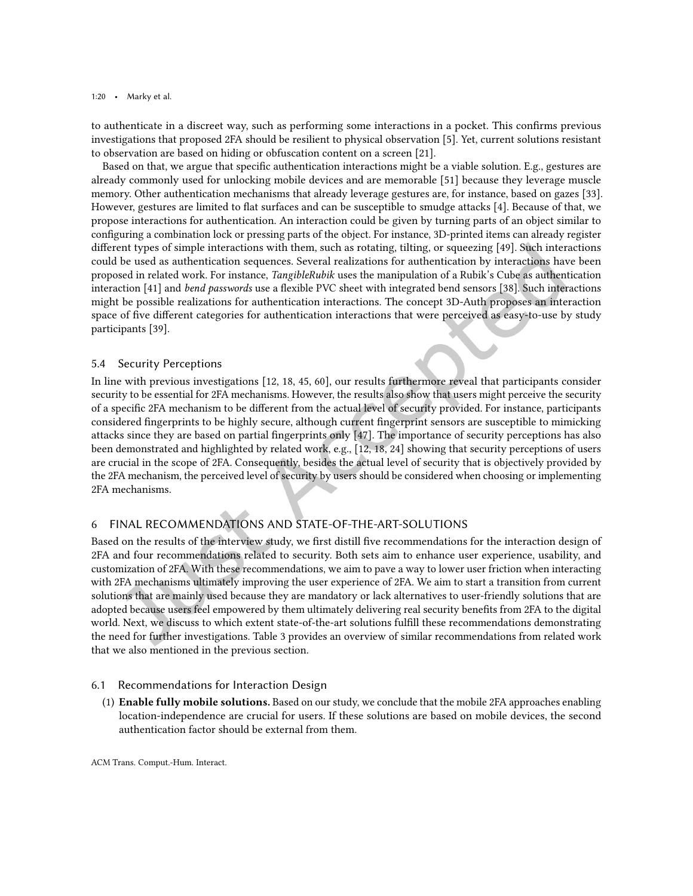to authenticate in a discreet way, such as performing some interactions in a pocket. This confirms previous investigations that proposed 2FA should be resilient to physical observation [5]. Yet, current solutions resistant to observation are based on hiding or obfuscation content on a screen [21].

Based on that, we argue that specific authentication interactions might be a viable solution. E.g., gestures are already commonly used for unlocking mobile devices and are memorable [51] because they leverage muscle memory. Other authentication mechanisms that already leverage gestures are, for instance, based on gazes [33]. However, gestures are limited to flat surfaces and can be susceptible to smudge attacks [4]. Because of that, we propose interactions for authentication. An interaction could be given by turning parts of an object similar to configuring a combination lock or pressing parts of the object. For instance, 3D-printed items can already register different types of simple interactions with them, such as rotating, tilting, or squeezing [49]. Such interactions could be used as authentication sequences. Several realizations for authentication by interactions have been proposed in related work. For instance, *TangibleRubik* uses the manipulation of a Rubik's Cube as authentication interaction [41] and *bend passwords* use a flexible PVC sheet with integrated bend sensors [38]. Such interactions might be possible realizations for authentication interactions. The concept 3D-Auth proposes an interaction space of five different categories for authentication interactions that were perceived as easy-to-use by study participants [39].

### 5.4 Security Perceptions

In line with previous investigations [12, 18, 45, 60], our results furthermore reveal that participants consider security to be essential for 2FA mechanisms. However, the results also show that users might perceive the security of a specific 2FA mechanism to be different from the actual level of security provided. For instance, participants considered fingerprints to be highly secure, although current fingerprint sensors are susceptible to mimicking attacks since they are based on partial fingerprints only [47]. The importance of security perceptions has also been demonstrated and highlighted by related work, e.g., [12, 18, 24] showing that security perceptions of users are crucial in the scope of 2FA. Consequently, besides the actual level of security that is objectively provided by the 2FA mechanism, the perceived level of security by users should be considered when choosing or implementing 2FA mechanisms.

## 6 FINAL RECOMMENDATIONS AND STATE-OF-THE-ART-SOLUTIONS

Based on the results of the interview study, we first distill five recommendations for the interaction design of 2FA and four recommendations related to security. Both sets aim to enhance user experience, usability, and customization of 2FA. With these recommendations, we aim to pave a way to lower user friction when interacting with 2FA mechanisms ultimately improving the user experience of 2FA. We aim to start a transition from current solutions that are mainly used because they are mandatory or lack alternatives to user-friendly solutions that are adopted because users feel empowered by them ultimately delivering real security benefits from 2FA to the digital world. Next, we discuss to which extent state-of-the-art solutions fulfill these recommendations demonstrating the need for further investigations. Table 3 provides an overview of similar recommendations from related work that we also mentioned in the previous section.

### 6.1 Recommendations for Interaction Design

(1) **Enable fully mobile solutions.** Based on our study, we conclude that the mobile 2FA approaches enabling location-independence are crucial for users. If these solutions are based on mobile devices, the second authentication factor should be external from them.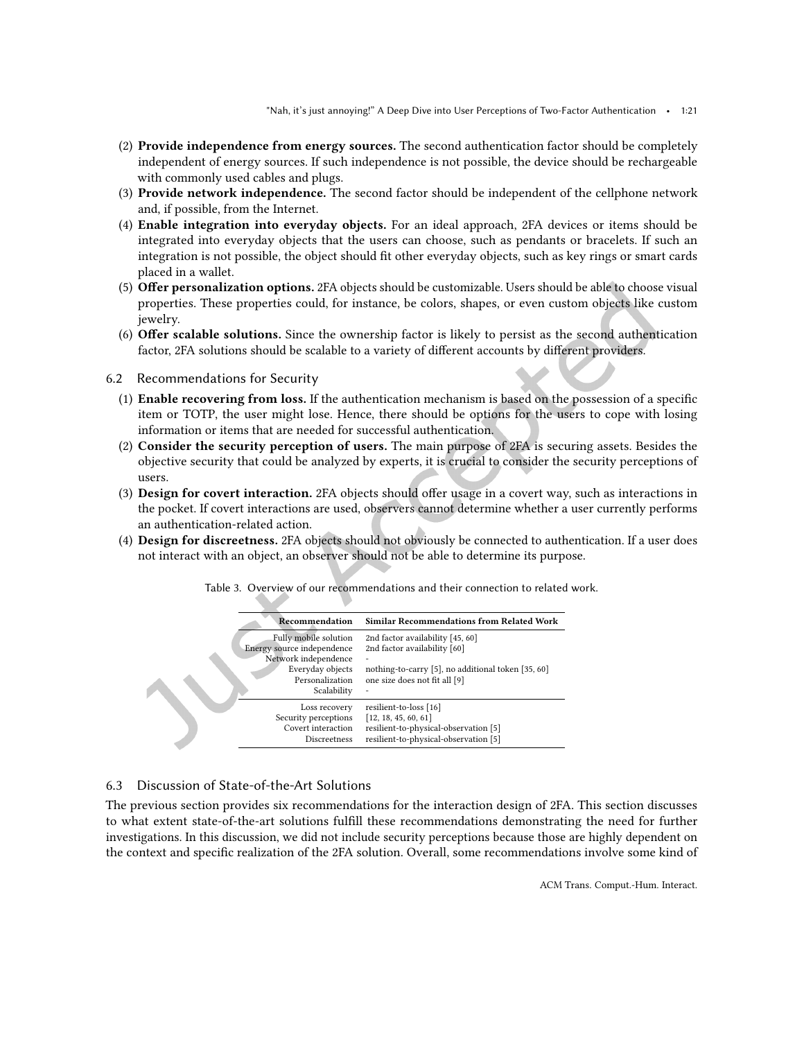(2) **Provide independence from energy sources.** The second authentication factor should be completely independent of energy sources. If such independence is not possible, the device should be rechargeable with commonly used cables and plugs.
(3) **Provide network independence.** The second factor should be independent of the cellphone network and, if possible, from the Internet.
(4) **Enable integration into everyday objects.** For an ideal approach, 2FA devices or items should be integrated into everyday objects that the users can choose, such as pendants or bracelets. If such an integration is not possible, the object should fit other everyday objects, such as key rings or smart cards placed in a wallet.
(5) **Offer personalization options.** 2FA objects should be customizable. Users should be able to choose visual properties. These properties could, for instance, be colors, shapes, or even custom objects like custom jewelry.
(6) **Offer scalable solutions.** Since the ownership factor is likely to persist as the second authentication factor, 2FA solutions should be scalable to a variety of different accounts by different providers.

## 6.2 Recommendations for Security

(1) **Enable recovering from loss.** If the authentication mechanism is based on the possession of a specific item or TOTP, the user might lose. Hence, there should be options for the users to cope with losing information or items that are needed for successful authentication.
(2) **Consider the security perception of users.** The main purpose of 2FA is securing assets. Besides the objective security that could be analyzed by experts, it is crucial to consider the security perceptions of users.
(3) **Design for covert interaction.** 2FA objects should offer usage in a covert way, such as interactions in the pocket. If covert interactions are used, observers cannot determine whether a user currently performs an authentication-related action.
(4) **Design for discreetness.** 2FA objects should not obviously be connected to authentication. If a user does not interact with an object, an observer should not be able to determine its purpose.

Table 3. Overview of our recommendations and their connection to related work.

| Recommendation | Similar Recommendations from Related Work |
|---|---|
| Fully mobile solution | 2nd factor availability [45, 60] |
| Energy source independence | 2nd factor availability [60] |
| Network independence | - |
| Everyday objects | nothing-to-carry [5], no additional token [35, 60] |
| Personalization | one size does not fit all [9] |
| Scalability | - |
| Loss recovery | resilient-to-loss [16] |
| Security perceptions | [12, 18, 45, 60, 61] |
| Covert interaction | resilient-to-physical-observation [5] |
| Discreetness | resilient-to-physical-observation [5] |

## 6.3 Discussion of State-of-the-Art Solutions

The previous section provides six recommendations for the interaction design of 2FA. This section discusses to what extent state-of-the-art solutions fulfill these recommendations demonstrating the need for further investigations. In this discussion, we did not include security perceptions because those are highly dependent on the context and specific realization of the 2FA solution. Overall, some recommendations involve some kind of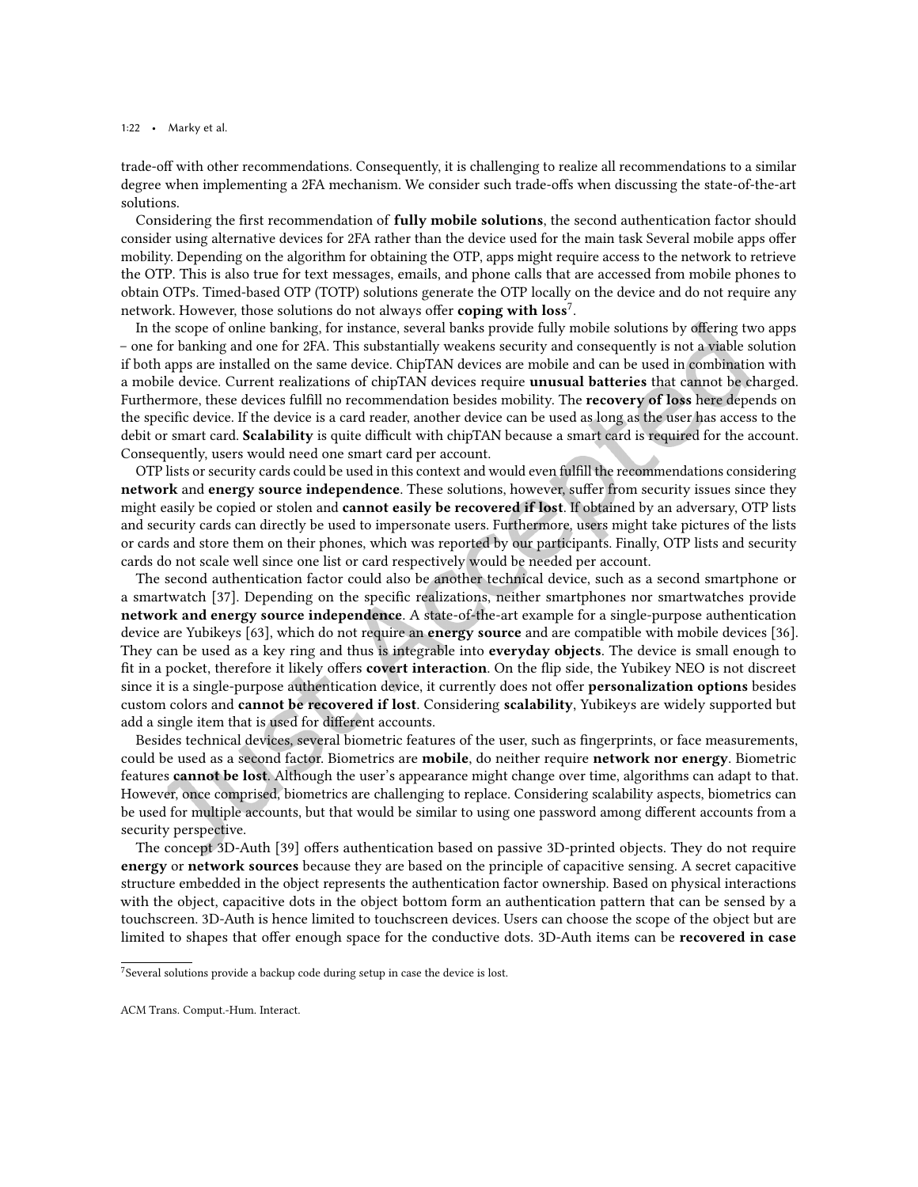trade-off with other recommendations. Consequently, it is challenging to realize all recommendations to a similar degree when implementing a 2FA mechanism. We consider such trade-offs when discussing the state-of-the-art solutions.

Considering the first recommendation of **fully mobile solutions**, the second authentication factor should consider using alternative devices for 2FA rather than the device used for the main task Several mobile apps offer mobility. Depending on the algorithm for obtaining the OTP, apps might require access to the network to retrieve the OTP. This is also true for text messages, emails, and phone calls that are accessed from mobile phones to obtain OTPs. Timed-based OTP (TOTP) solutions generate the OTP locally on the device and do not require any network. However, those solutions do not always offer **coping with loss**[7].

In the scope of online banking, for instance, several banks provide fully mobile solutions by offering two apps – one for banking and one for 2FA. This substantially weakens security and consequently is not a viable solution if both apps are installed on the same device. ChipTAN devices are mobile and can be used in combination with a mobile device. Current realizations of chipTAN devices require **unusual batteries** that cannot be charged. Furthermore, these devices fulfill no recommendation besides mobility. The **recovery of loss** here depends on the specific device. If the device is a card reader, another device can be used as long as the user has access to the debit or smart card. **Scalability** is quite difficult with chipTAN because a smart card is required for the account. Consequently, users would need one smart card per account.

OTP lists or security cards could be used in this context and would even fulfill the recommendations considering **network** and **energy source independence**. These solutions, however, suffer from security issues since they might easily be copied or stolen and **cannot easily be recovered if lost**. If obtained by an adversary, OTP lists and security cards can directly be used to impersonate users. Furthermore, users might take pictures of the lists or cards and store them on their phones, which was reported by our participants. Finally, OTP lists and security cards do not scale well since one list or card respectively would be needed per account.

The second authentication factor could also be another technical device, such as a second smartphone or a smartwatch [37]. Depending on the specific realizations, neither smartphones nor smartwatches provide **network and energy source independence**. A state-of-the-art example for a single-purpose authentication device are Yubikeys [63], which do not require an **energy source** and are compatible with mobile devices [36]. They can be used as a key ring and thus is integrable into **everyday objects**. The device is small enough to fit in a pocket, therefore it likely offers **covert interaction**. On the flip side, the Yubikey NEO is not discreet since it is a single-purpose authentication device, it currently does not offer **personalization options** besides custom colors and **cannot be recovered if lost**. Considering **scalability**, Yubikeys are widely supported but add a single item that is used for different accounts.

Besides technical devices, several biometric features of the user, such as fingerprints, or face measurements, could be used as a second factor. Biometrics are **mobile**, do neither require **network nor energy**. Biometric features **cannot be lost**. Although the user's appearance might change over time, algorithms can adapt to that. However, once comprised, biometrics are challenging to replace. Considering scalability aspects, biometrics can be used for multiple accounts, but that would be similar to using one password among different accounts from a security perspective.

The concept 3D-Auth [39] offers authentication based on passive 3D-printed objects. They do not require **energy** or **network sources** because they are based on the principle of capacitive sensing. A secret capacitive structure embedded in the object represents the authentication factor ownership. Based on physical interactions with the object, capacitive dots in the object bottom form an authentication pattern that can be sensed by a touchscreen. 3D-Auth is hence limited to touchscreen devices. Users can choose the scope of the object but are limited to shapes that offer enough space for the conductive dots. 3D-Auth items can be **recovered in case**

[7] Several solutions provide a backup code during setup in case the device is lost.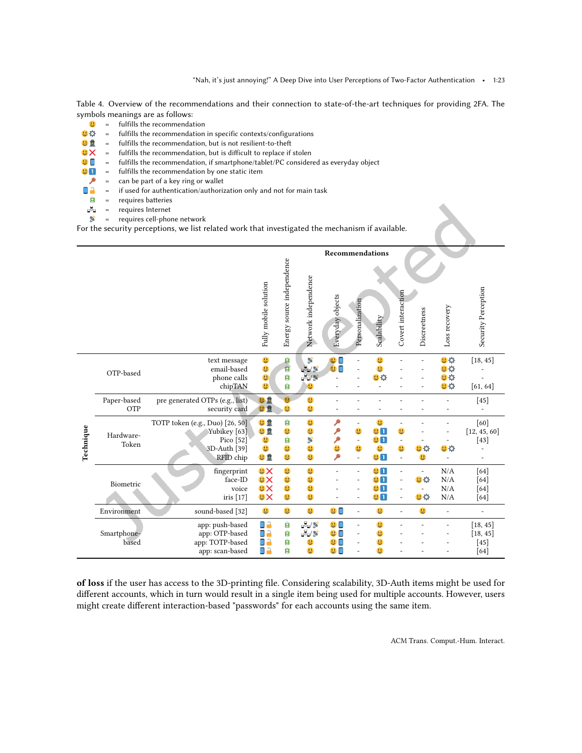Table 4. Overview of the recommendations and their connection to state-of-the-art techniques for providing 2FA. The symbols meanings are as follows:

- 😃 = fulfills the recommendation
- 😃⚙ = fulfills the recommendation in specific contexts/configurations
- 😃🕵 = fulfills the recommendation, but is not resilient-to-theft
- 😃❌ = fulfills the recommendation, but is difficult to replace if stolen
- 😃📱 = fulfills the recommendation, if smartphone/tablet/PC considered as everyday object
- 😃1️⃣ = fulfills the recommendation by one static item
- 🔑 = can be part of a key ring or wallet
- 📱🔓 = if used for authentication/authorization only and not for main task
- 🔋 = requires batteries
- 🖧 = requires Internet
- 📡 = requires cell-phone network

For the security perceptions, we list related work that investigated the mechanism if available.

| Technique | | | Fully mobile solution | Energy source independence | Network independence | Everyday objects | Personalization | Scalability | Covert interaction | Discreetness | Loss recovery | Security Perception |
|---|---|---|---|---|---|---|---|---|---|---|---|---|
| | OTP-based | text message | 😃 | 🔋 | 📡 | 😃📱 | - | 😃 | - | - | 😃⚙ | [18, 45] |
| | | email-based | 😃 | 🔋 | 🖧/📡 | 😃📱 | - | 😃 | - | - | 😃⚙ | - |
| | | phone calls | 😃 | 🔋 | 🖧/📡 | - | - | 😃⚙ | - | - | 😃⚙ | - |
| | | chipTAN | 😃 | 🔋 | 😃 | - | - | - | - | - | 😃⚙ | [61, 64] |
| | Paper-based OTP | pre generated OTPs (e.g., list) | 😃🕵 | 😃 | 😃 | - | - | - | - | - | - | [45] |
| | | security card | 😃🕵 | 😃 | 😃 | - | - | - | - | - | - | - |
| | Hardware-Token | TOTP token (e.g., Duo) [26, 50] | 😃🕵 | 🔋 | 😃 | 🔑 | - | 😃 | - | - | - | [60] |
| | | Yubikey [63] | 😃🕵 | 😃 | 😃 | 🔑 | 😃 | 😃1️⃣ | 😃 | - | - | [12, 45, 60] |
| | | Pico [52] | 😃 | 🔋 | 📡 | 🔑 | - | 😃1️⃣ | - | - | - | [43] |
| | | 3D-Auth [39] | 😃 | 😃 | 😃 | 😃 | 😃 | 😃 | 😃 | 😃⚙ | 😃⚙ | - |
| | | RFID chip | 😃🕵 | 😃 | 😃 | 🔑 | - | 😃1️⃣ | - | 😃 | - | - |
| | Biometric | fingerprint | 😃❌ | 😃 | 😃 | - | - | 😃1️⃣ | - | - | N/A | [64] |
| | | face-ID | 😃❌ | 😃 | 😃 | - | - | 😃1️⃣ | - | 😃⚙ | N/A | [64] |
| | | voice | 😃❌ | 😃 | 😃 | - | - | 😃1️⃣ | - | - | N/A | [64] |
| | | iris [17] | 😃❌ | 😃 | 😃 | - | - | 😃1️⃣ | - | 😃⚙ | N/A | [64] |
| | Environment | sound-based [32] | 😃 | 😃 | 😃 | 😃📱 | - | 😃 | - | 😃 | - | - |
| | Smartphone-based | app: push-based | 📱🔓 | 🔋 | 🖧/📡 | 😃📱 | - | 😃 | - | - | - | [18, 45] |
| | | app: OTP-based | 📱🔓 | 🔋 | 🖧/📡 | 😃📱 | - | 😃 | - | - | - | [18, 45] |
| | | app: TOTP-based | 📱🔓 | 🔋 | 😃 | 😃📱 | - | 😃 | - | - | - | [45] |
| | | app: scan-based | 📱🔓 | 🔋 | 😃 | 😃📱 | - | 😃 | - | - | - | [64] |

**of loss** if the user has access to the 3D-printing file. Considering scalability, 3D-Auth items might be used for different accounts, which in turn would result in a single item being used for multiple accounts. However, users might create different interaction-based "passwords" for each accounts using the same item.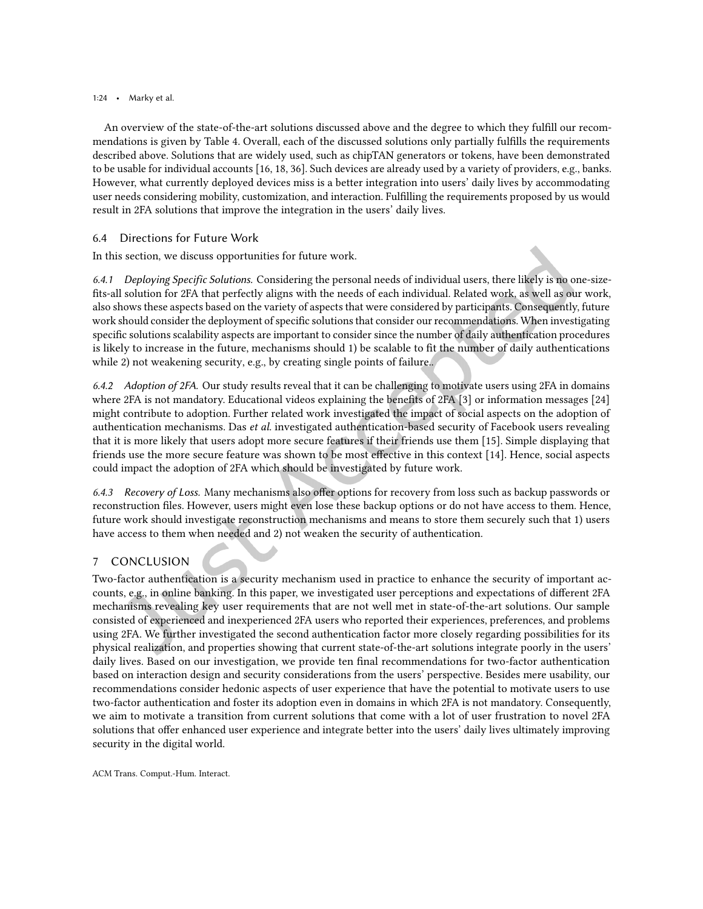An overview of the state-of-the-art solutions discussed above and the degree to which they fulfill our recommendations is given by Table 4. Overall, each of the discussed solutions only partially fulfills the requirements described above. Solutions that are widely used, such as chipTAN generators or tokens, have been demonstrated to be usable for individual accounts [16, 18, 36]. Such devices are already used by a variety of providers, e.g., banks. However, what currently deployed devices miss is a better integration into users' daily lives by accommodating user needs considering mobility, customization, and interaction. Fulfilling the requirements proposed by us would result in 2FA solutions that improve the integration in the users' daily lives.

### 6.4 Directions for Future Work

In this section, we discuss opportunities for future work.

*6.4.1 Deploying Specific Solutions.* Considering the personal needs of individual users, there likely is no one-size-fits-all solution for 2FA that perfectly aligns with the needs of each individual. Related work, as well as our work, also shows these aspects based on the variety of aspects that were considered by participants. Consequently, future work should consider the deployment of specific solutions that consider our recommendations. When investigating specific solutions scalability aspects are important to consider since the number of daily authentication procedures is likely to increase in the future, mechanisms should 1) be scalable to fit the number of daily authentications while 2) not weakening security, e.g., by creating single points of failure..

*6.4.2 Adoption of 2FA.* Our study results reveal that it can be challenging to motivate users using 2FA in domains where 2FA is not mandatory. Educational videos explaining the benefits of 2FA [3] or information messages [24] might contribute to adoption. Further related work investigated the impact of social aspects on the adoption of authentication mechanisms. Das *et al.* investigated authentication-based security of Facebook users revealing that it is more likely that users adopt more secure features if their friends use them [15]. Simple displaying that friends use the more secure feature was shown to be most effective in this context [14]. Hence, social aspects could impact the adoption of 2FA which should be investigated by future work.

*6.4.3 Recovery of Loss.* Many mechanisms also offer options for recovery from loss such as backup passwords or reconstruction files. However, users might even lose these backup options or do not have access to them. Hence, future work should investigate reconstruction mechanisms and means to store them securely such that 1) users have access to them when needed and 2) not weaken the security of authentication.

## 7 CONCLUSION

Two-factor authentication is a security mechanism used in practice to enhance the security of important accounts, e.g., in online banking. In this paper, we investigated user perceptions and expectations of different 2FA mechanisms revealing key user requirements that are not well met in state-of-the-art solutions. Our sample consisted of experienced and inexperienced 2FA users who reported their experiences, preferences, and problems using 2FA. We further investigated the second authentication factor more closely regarding possibilities for its physical realization, and properties showing that current state-of-the-art solutions integrate poorly in the users' daily lives. Based on our investigation, we provide ten final recommendations for two-factor authentication based on interaction design and security considerations from the users' perspective. Besides mere usability, our recommendations consider hedonic aspects of user experience that have the potential to motivate users to use two-factor authentication and foster its adoption even in domains in which 2FA is not mandatory. Consequently, we aim to motivate a transition from current solutions that come with a lot of user frustration to novel 2FA solutions that offer enhanced user experience and integrate better into the users' daily lives ultimately improving security in the digital world.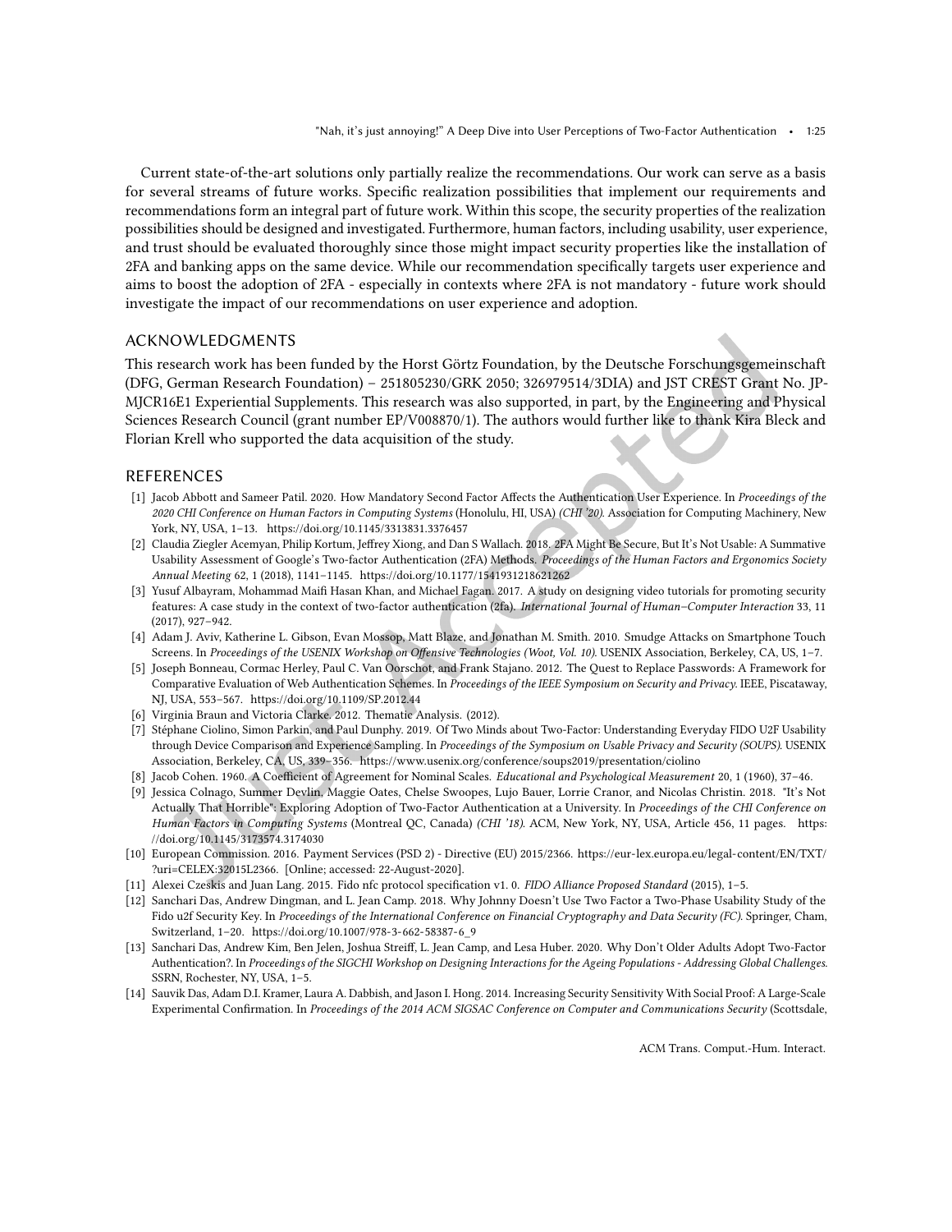Current state-of-the-art solutions only partially realize the recommendations. Our work can serve as a basis for several streams of future works. Specific realization possibilities that implement our requirements and recommendations form an integral part of future work. Within this scope, the security properties of the realization possibilities should be designed and investigated. Furthermore, human factors, including usability, user experience, and trust should be evaluated thoroughly since those might impact security properties like the installation of 2FA and banking apps on the same device. While our recommendation specifically targets user experience and aims to boost the adoption of 2FA - especially in contexts where 2FA is not mandatory - future work should investigate the impact of our recommendations on user experience and adoption.

## ACKNOWLEDGMENTS

This research work has been funded by the Horst Görtz Foundation, by the Deutsche Forschungsgemeinschaft (DFG, German Research Foundation) – 251805230/GRK 2050; 326979514/3DIA) and JST CREST Grant No. JP-MJCR16E1 Experiential Supplements. This research was also supported, in part, by the Engineering and Physical Sciences Research Council (grant number EP/V008870/1). The authors would further like to thank Kira Bleck and Florian Krell who supported the data acquisition of the study.

## REFERENCES

[1] Jacob Abbott and Sameer Patil. 2020. How Mandatory Second Factor Affects the Authentication User Experience. In *Proceedings of the 2020 CHI Conference on Human Factors in Computing Systems* (Honolulu, HI, USA) *(CHI '20)*. Association for Computing Machinery, New York, NY, USA, 1–13. https://doi.org/10.1145/3313831.3376457

[2] Claudia Ziegler Acemyan, Philip Kortum, Jeffrey Xiong, and Dan S Wallach. 2018. 2FA Might Be Secure, But It's Not Usable: A Summative Usability Assessment of Google's Two-factor Authentication (2FA) Methods. *Proceedings of the Human Factors and Ergonomics Society Annual Meeting* 62, 1 (2018), 1141–1145. https://doi.org/10.1177/1541931218621262

[3] Yusuf Albayram, Mohammad Maifi Hasan Khan, and Michael Fagan. 2017. A study on designing video tutorials for promoting security features: A case study in the context of two-factor authentication (2fa). *International Journal of Human–Computer Interaction* 33, 11 (2017), 927–942.

[4] Adam J. Aviv, Katherine L. Gibson, Evan Mossop, Matt Blaze, and Jonathan M. Smith. 2010. Smudge Attacks on Smartphone Touch Screens. In *Proceedings of the USENIX Workshop on Offensive Technologies (Woot, Vol. 10)*. USENIX Association, Berkeley, CA, US, 1–7.

[5] Joseph Bonneau, Cormac Herley, Paul C. Van Oorschot, and Frank Stajano. 2012. The Quest to Replace Passwords: A Framework for Comparative Evaluation of Web Authentication Schemes. In *Proceedings of the IEEE Symposium on Security and Privacy*. IEEE, Piscataway, NJ, USA, 553–567. https://doi.org/10.1109/SP.2012.44

[6] Virginia Braun and Victoria Clarke. 2012. Thematic Analysis. (2012).

[7] Stéphane Ciolino, Simon Parkin, and Paul Dunphy. 2019. Of Two Minds about Two-Factor: Understanding Everyday FIDO U2F Usability through Device Comparison and Experience Sampling. In *Proceedings of the Symposium on Usable Privacy and Security (SOUPS)*. USENIX Association, Berkeley, CA, US, 339–356. https://www.usenix.org/conference/soups2019/presentation/ciolino

[8] Jacob Cohen. 1960. A Coefficient of Agreement for Nominal Scales. *Educational and Psychological Measurement* 20, 1 (1960), 37–46.

[9] Jessica Colnago, Summer Devlin, Maggie Oates, Chelse Swoopes, Lujo Bauer, Lorrie Cranor, and Nicolas Christin. 2018. "It's Not Actually That Horrible": Exploring Adoption of Two-Factor Authentication at a University. In *Proceedings of the CHI Conference on Human Factors in Computing Systems* (Montreal QC, Canada) *(CHI '18)*. ACM, New York, NY, USA, Article 456, 11 pages. https://doi.org/10.1145/3173574.3174030

[10] European Commission. 2016. Payment Services (PSD 2) - Directive (EU) 2015/2366. https://eur-lex.europa.eu/legal-content/EN/TXT/?uri=CELEX:32015L2366. [Online; accessed: 22-August-2020].

[11] Alexei Czeskis and Juan Lang. 2015. Fido nfc protocol specification v1. 0. *FIDO Alliance Proposed Standard* (2015), 1–5.

[12] Sanchari Das, Andrew Dingman, and L. Jean Camp. 2018. Why Johnny Doesn't Use Two Factor a Two-Phase Usability Study of the Fido u2f Security Key. In *Proceedings of the International Conference on Financial Cryptography and Data Security (FC)*. Springer, Cham, Switzerland, 1–20. https://doi.org/10.1007/978-3-662-58387-6_9

[13] Sanchari Das, Andrew Kim, Ben Jelen, Joshua Streiff, L. Jean Camp, and Lesa Huber. 2020. Why Don't Older Adults Adopt Two-Factor Authentication?. In *Proceedings of the SIGCHI Workshop on Designing Interactions for the Ageing Populations - Addressing Global Challenges*. SSRN, Rochester, NY, USA, 1–5.

[14] Sauvik Das, Adam D.I. Kramer, Laura A. Dabbish, and Jason I. Hong. 2014. Increasing Security Sensitivity With Social Proof: A Large-Scale Experimental Confirmation. In *Proceedings of the 2014 ACM SIGSAC Conference on Computer and Communications Security* (Scottsdale,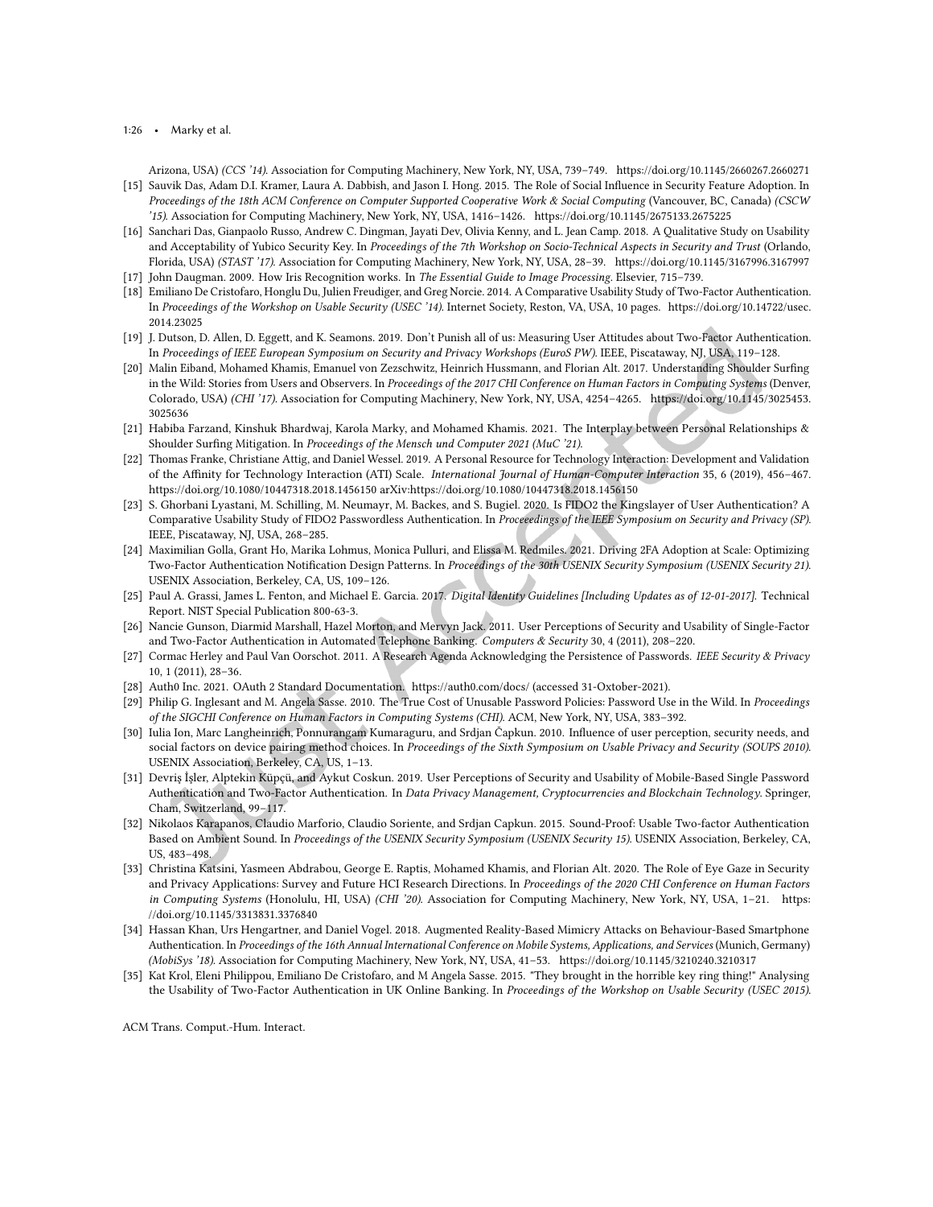Arizona, USA) *(CCS '14)*. Association for Computing Machinery, New York, NY, USA, 739–749. https://doi.org/10.1145/2660267.2660271

[15] Sauvik Das, Adam D.I. Kramer, Laura A. Dabbish, and Jason I. Hong. 2015. The Role of Social Influence in Security Feature Adoption. In *Proceedings of the 18th ACM Conference on Computer Supported Cooperative Work & Social Computing* (Vancouver, BC, Canada) *(CSCW '15)*. Association for Computing Machinery, New York, NY, USA, 1416–1426. https://doi.org/10.1145/2675133.2675225

[16] Sanchari Das, Gianpaolo Russo, Andrew C. Dingman, Jayati Dev, Olivia Kenny, and L. Jean Camp. 2018. A Qualitative Study on Usability and Acceptability of Yubico Security Key. In *Proceedings of the 7th Workshop on Socio-Technical Aspects in Security and Trust* (Orlando, Florida, USA) *(STAST '17)*. Association for Computing Machinery, New York, NY, USA, 28–39. https://doi.org/10.1145/3167996.3167997

[17] John Daugman. 2009. How Iris Recognition works. In *The Essential Guide to Image Processing*. Elsevier, 715–739.

[18] Emiliano De Cristofaro, Honglu Du, Julien Freudiger, and Greg Norcie. 2014. A Comparative Usability Study of Two-Factor Authentication. In *Proceedings of the Workshop on Usable Security (USEC '14)*. Internet Society, Reston, VA, USA, 10 pages. https://doi.org/10.14722/usec.2014.23025

[19] J. Dutson, D. Allen, D. Eggett, and K. Seamons. 2019. Don't Punish all of us: Measuring User Attitudes about Two-Factor Authentication. In *Proceedings of IEEE European Symposium on Security and Privacy Workshops (EuroS PW)*. IEEE, Piscataway, NJ, USA, 119–128.

[20] Malin Eiband, Mohamed Khamis, Emanuel von Zezschwitz, Heinrich Hussmann, and Florian Alt. 2017. Understanding Shoulder Surfing in the Wild: Stories from Users and Observers. In *Proceedings of the 2017 CHI Conference on Human Factors in Computing Systems* (Denver, Colorado, USA) *(CHI '17)*. Association for Computing Machinery, New York, NY, USA, 4254–4265. https://doi.org/10.1145/3025453.3025636

[21] Habiba Farzand, Kinshuk Bhardwaj, Karola Marky, and Mohamed Khamis. 2021. The Interplay between Personal Relationships & Shoulder Surfing Mitigation. In *Proceedings of the Mensch und Computer 2021 (MuC '21)*.

[22] Thomas Franke, Christiane Attig, and Daniel Wessel. 2019. A Personal Resource for Technology Interaction: Development and Validation of the Affinity for Technology Interaction (ATI) Scale. *International Journal of Human–Computer Interaction* 35, 6 (2019), 456–467. https://doi.org/10.1080/10447318.2018.1456150 arXiv:https://doi.org/10.1080/10447318.2018.1456150

[23] S. Ghorbani Lyastani, M. Schilling, M. Neumayr, M. Backes, and S. Bugiel. 2020. Is FIDO2 the Kingslayer of User Authentication? A Comparative Usability Study of FIDO2 Passwordless Authentication. In *Proceeedings of the IEEE Symposium on Security and Privacy (SP)*. IEEE, Piscataway, NJ, USA, 268–285.

[24] Maximilian Golla, Grant Ho, Marika Lohmus, Monica Pulluri, and Elissa M. Redmiles. 2021. Driving 2FA Adoption at Scale: Optimizing Two-Factor Authentication Notification Design Patterns. In *Proceedings of the 30th USENIX Security Symposium (USENIX Security 21)*. USENIX Association, Berkeley, CA, US, 109–126.

[25] Paul A. Grassi, James L. Fenton, and Michael E. Garcia. 2017. *Digital Identity Guidelines [Including Updates as of 12-01-2017]*. Technical Report. NIST Special Publication 800-63-3.

[26] Nancie Gunson, Diarmid Marshall, Hazel Morton, and Mervyn Jack. 2011. User Perceptions of Security and Usability of Single-Factor and Two-Factor Authentication in Automated Telephone Banking. *Computers & Security* 30, 4 (2011), 208–220.

[27] Cormac Herley and Paul Van Oorschot. 2011. A Research Agenda Acknowledging the Persistence of Passwords. *IEEE Security & Privacy* 10, 1 (2011), 28–36.

[28] Auth0 Inc. 2021. OAuth 2 Standard Documentation. https://auth0.com/docs/ (accessed 31-Oktober-2021).

[29] Philip G. Inglesant and M. Angela Sasse. 2010. The True Cost of Unusable Password Policies: Password Use in the Wild. In *Proceedings of the SIGCHI Conference on Human Factors in Computing Systems (CHI)*. ACM, New York, NY, USA, 383–392.

[30] Iulia Ion, Marc Langheinrich, Ponnurangam Kumaraguru, and Srdjan Čapkun. 2010. Influence of user perception, security needs, and social factors on device pairing method choices. In *Proceedings of the Sixth Symposium on Usable Privacy and Security (SOUPS 2010)*. USENIX Association, Berkeley, CA, US, 1–13.

[31] Devriş İşler, Alptekin Küpçü, and Aykut Coskun. 2019. User Perceptions of Security and Usability of Mobile-Based Single Password Authentication and Two-Factor Authentication. In *Data Privacy Management, Cryptocurrencies and Blockchain Technology*. Springer, Cham, Switzerland, 99–117.

[32] Nikolaos Karapanos, Claudio Marforio, Claudio Soriente, and Srdjan Capkun. 2015. Sound-Proof: Usable Two-factor Authentication Based on Ambient Sound. In *Proceedings of the USENIX Security Symposium (USENIX Security 15)*. USENIX Association, Berkeley, CA, US, 483–498.

[33] Christina Katsini, Yasmeen Abdrabou, George E. Raptis, Mohamed Khamis, and Florian Alt. 2020. The Role of Eye Gaze in Security and Privacy Applications: Survey and Future HCI Research Directions. In *Proceedings of the 2020 CHI Conference on Human Factors in Computing Systems* (Honolulu, HI, USA) *(CHI '20)*. Association for Computing Machinery, New York, NY, USA, 1–21. https://doi.org/10.1145/3313831.3376840

[34] Hassan Khan, Urs Hengartner, and Daniel Vogel. 2018. Augmented Reality-Based Mimicry Attacks on Behaviour-Based Smartphone Authentication. In *Proceedings of the 16th Annual International Conference on Mobile Systems, Applications, and Services* (Munich, Germany) *(MobiSys '18)*. Association for Computing Machinery, New York, NY, USA, 41–53. https://doi.org/10.1145/3210240.3210317

[35] Kat Krol, Eleni Philippou, Emiliano De Cristofaro, and M Angela Sasse. 2015. "They brought in the horrible key ring thing!" Analysing the Usability of Two-Factor Authentication in UK Online Banking. In *Proceedings of the Workshop on Usable Security (USEC 2015)*.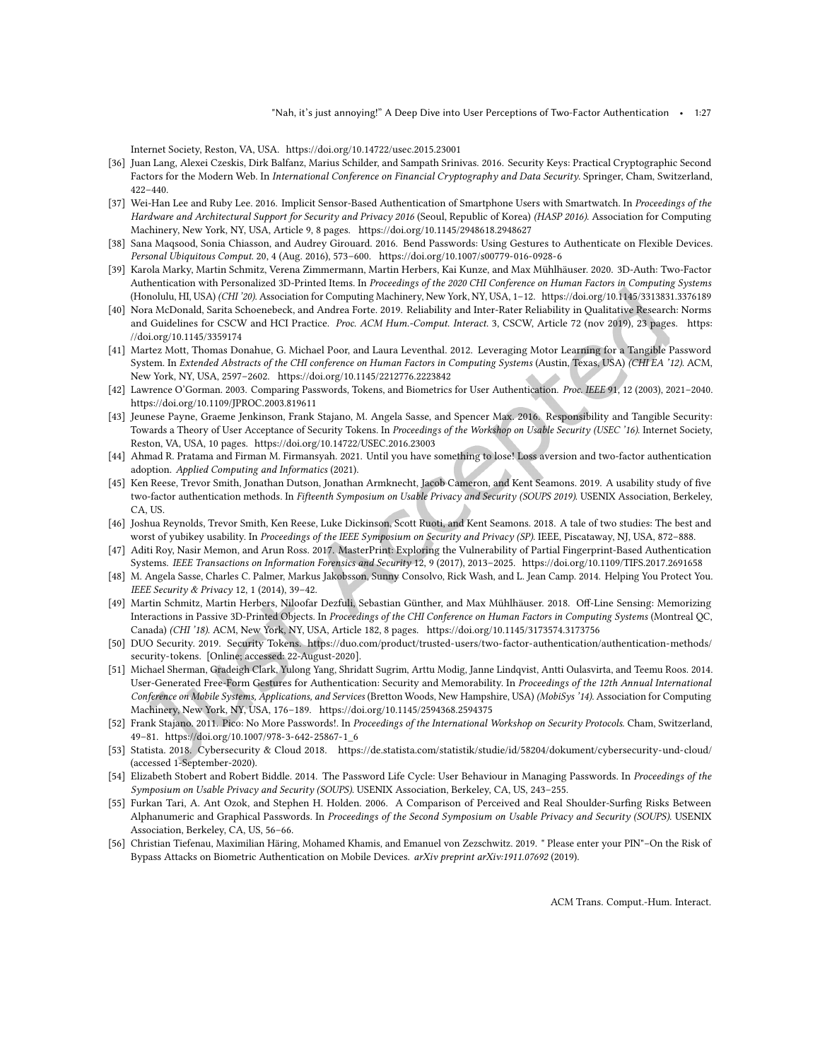Internet Society, Reston, VA, USA. https://doi.org/10.14722/usec.2015.23001

[36] Juan Lang, Alexei Czeskis, Dirk Balfanz, Marius Schilder, and Sampath Srinivas. 2016. Security Keys: Practical Cryptographic Second Factors for the Modern Web. In *International Conference on Financial Cryptography and Data Security*. Springer, Cham, Switzerland, 422–440.

[37] Wei-Han Lee and Ruby Lee. 2016. Implicit Sensor-Based Authentication of Smartphone Users with Smartwatch. In *Proceedings of the Hardware and Architectural Support for Security and Privacy 2016* (Seoul, Republic of Korea) *(HASP 2016)*. Association for Computing Machinery, New York, NY, USA, Article 9, 8 pages. https://doi.org/10.1145/2948618.2948627

[38] Sana Maqsood, Sonia Chiasson, and Audrey Girouard. 2016. Bend Passwords: Using Gestures to Authenticate on Flexible Devices. *Personal Ubiquitous Comput.* 20, 4 (Aug. 2016), 573–600. https://doi.org/10.1007/s00779-016-0928-6

[39] Karola Marky, Martin Schmitz, Verena Zimmermann, Martin Herbers, Kai Kunze, and Max Mühlhäuser. 2020. 3D-Auth: Two-Factor Authentication with Personalized 3D-Printed Items. In *Proceedings of the 2020 CHI Conference on Human Factors in Computing Systems* (Honolulu, HI, USA) *(CHI '20)*. Association for Computing Machinery, New York, NY, USA, 1–12. https://doi.org/10.1145/3313831.3376189

[40] Nora McDonald, Sarita Schoenebeck, and Andrea Forte. 2019. Reliability and Inter-Rater Reliability in Qualitative Research: Norms and Guidelines for CSCW and HCI Practice. *Proc. ACM Hum.-Comput. Interact.* 3, CSCW, Article 72 (nov 2019), 23 pages. https://doi.org/10.1145/3359174

[41] Martez Mott, Thomas Donahue, G. Michael Poor, and Laura Leventhal. 2012. Leveraging Motor Learning for a Tangible Password System. In *Extended Abstracts of the CHI conference on Human Factors in Computing Systems* (Austin, Texas, USA) *(CHI EA '12)*. ACM, New York, NY, USA, 2597–2602. https://doi.org/10.1145/2212776.2223842

[42] Lawrence O'Gorman. 2003. Comparing Passwords, Tokens, and Biometrics for User Authentication. *Proc. IEEE* 91, 12 (2003), 2021–2040. https://doi.org/10.1109/JPROC.2003.819611

[43] Jeunese Payne, Graeme Jenkinson, Frank Stajano, M. Angela Sasse, and Spencer Max. 2016. Responsibility and Tangible Security: Towards a Theory of User Acceptance of Security Tokens. In *Proceedings of the Workshop on Usable Security (USEC '16)*. Internet Society, Reston, VA, USA, 10 pages. https://doi.org/10.14722/USEC.2016.23003

[44] Ahmad R. Pratama and Firman M. Firmansyah. 2021. Until you have something to lose! Loss aversion and two-factor authentication adoption. *Applied Computing and Informatics* (2021).

[45] Ken Reese, Trevor Smith, Jonathan Dutson, Jonathan Armknecht, Jacob Cameron, and Kent Seamons. 2019. A usability study of five two-factor authentication methods. In *Fifteenth Symposium on Usable Privacy and Security (SOUPS 2019)*. USENIX Association, Berkeley, CA, US.

[46] Joshua Reynolds, Trevor Smith, Ken Reese, Luke Dickinson, Scott Ruoti, and Kent Seamons. 2018. A tale of two studies: The best and worst of yubikey usability. In *Proceedings of the IEEE Symposium on Security and Privacy (SP)*. IEEE, Piscataway, NJ, USA, 872–888.

[47] Aditi Roy, Nasir Memon, and Arun Ross. 2017. MasterPrint: Exploring the Vulnerability of Partial Fingerprint-Based Authentication Systems. *IEEE Transactions on Information Forensics and Security* 12, 9 (2017), 2013–2025. https://doi.org/10.1109/TIFS.2017.2691658

[48] M. Angela Sasse, Charles C. Palmer, Markus Jakobsson, Sunny Consolvo, Rick Wash, and L. Jean Camp. 2014. Helping You Protect You. *IEEE Security & Privacy* 12, 1 (2014), 39–42.

[49] Martin Schmitz, Martin Herbers, Niloofar Dezfuli, Sebastian Günther, and Max Mühlhäuser. 2018. Off-Line Sensing: Memorizing Interactions in Passive 3D-Printed Objects. In *Proceedings of the CHI Conference on Human Factors in Computing Systems* (Montreal QC, Canada) *(CHI '18)*. ACM, New York, NY, USA, Article 182, 8 pages. https://doi.org/10.1145/3173574.3173756

[50] DUO Security. 2019. Security Tokens. https://duo.com/product/trusted-users/two-factor-authentication/authentication-methods/security-tokens. [Online; accessed: 22-August-2020].

[51] Michael Sherman, Gradeigh Clark, Yulong Yang, Shridatt Sugrim, Arttu Modig, Janne Lindqvist, Antti Oulasvirta, and Teemu Roos. 2014. User-Generated Free-Form Gestures for Authentication: Security and Memorability. In *Proceedings of the 12th Annual International Conference on Mobile Systems, Applications, and Services* (Bretton Woods, New Hampshire, USA) *(MobiSys '14)*. Association for Computing Machinery, New York, NY, USA, 176–189. https://doi.org/10.1145/2594368.2594375

[52] Frank Stajano. 2011. Pico: No More Passwords!. In *Proceedings of the International Workshop on Security Protocols*. Cham, Switzerland, 49–81. https://doi.org/10.1007/978-3-642-25867-1_6

[53] Statista. 2018. Cybersecurity & Cloud 2018. https://de.statista.com/statistik/studie/id/58204/dokument/cybersecurity-und-cloud/ (accessed 1-September-2020).

[54] Elizabeth Stobert and Robert Biddle. 2014. The Password Life Cycle: User Behaviour in Managing Passwords. In *Proceedings of the Symposium on Usable Privacy and Security (SOUPS)*. USENIX Association, Berkeley, CA, US, 243–255.

[55] Furkan Tari, A. Ant Ozok, and Stephen H. Holden. 2006. A Comparison of Perceived and Real Shoulder-Surfing Risks Between Alphanumeric and Graphical Passwords. In *Proceedings of the Second Symposium on Usable Privacy and Security (SOUPS)*. USENIX Association, Berkeley, CA, US, 56–66.

[56] Christian Tiefenau, Maximilian Häring, Mohamed Khamis, and Emanuel von Zezschwitz. 2019. " Please enter your PIN"–On the Risk of Bypass Attacks on Biometric Authentication on Mobile Devices. *arXiv preprint arXiv:1911.07692* (2019).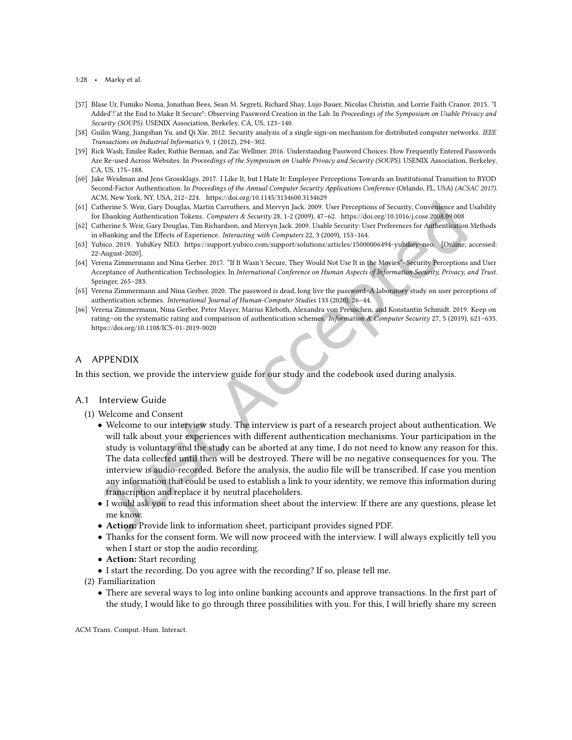[57] Blase Ur, Fumiko Noma, Jonathan Bees, Sean M. Segreti, Richard Shay, Lujo Bauer, Nicolas Christin, and Lorrie Faith Cranor. 2015. "I Added'!'at the End to Make It Secure": Observing Password Creation in the Lab. In *Proceedings of the Symposium on Usable Privacy and Security (SOUPS)*. USENIX Association, Berkeley, CA, US, 123–140.

[58] Guilin Wang, Jiangshan Yu, and Qi Xie. 2012. Security analysis of a single sign-on mechanism for distributed computer networks. *IEEE Transactions on Industrial Informatics* 9, 1 (2012), 294–302.

[59] Rick Wash, Emilee Rader, Ruthie Berman, and Zac Wellmer. 2016. Understanding Password Choices: How Frequently Entered Passwords Are Re-used Across Websites. In *Proceedings of the Symposium on Usable Privacy and Security (SOUPS)*. USENIX Association, Berkeley, CA, US, 175–188.

[60] Jake Weidman and Jens Grossklags. 2017. I Like It, but I Hate It: Employee Perceptions Towards an Institutional Transition to BYOD Second-Factor Authentication. In *Proceedings of the Annual Computer Security Applications Conference* (Orlando, FL, USA) *(ACSAC 2017)*. ACM, New York, NY, USA, 212–224. https://doi.org/10.1145/3134600.3134629

[61] Catherine S. Weir, Gary Douglas, Martin Carruthers, and Mervyn Jack. 2009. User Perceptions of Security, Convenience and Usability for Ebanking Authentication Tokens. *Computers & Security* 28, 1-2 (2009), 47–62. https://doi.org/10.1016/j.cose.2008.09.008

[62] Catherine S. Weir, Gary Douglas, Tim Richardson, and Mervyn Jack. 2009. Usable Security: User Preferences for Authentication Methods in eBanking and the Effects of Experience. *Interacting with Computers* 22, 3 (2009), 153–164.

[63] Yubico. 2019. YubiKey NEO. https://support.yubico.com/support/solutions/articles/15000006494-yubikey-neo. [Online; accessed: 22-August-2020].

[64] Verena Zimmermann and Nina Gerber. 2017. "If It Wasn't Secure, They Would Not Use It in the Movies"–Security Perceptions and User Acceptance of Authentication Technologies. In *International Conference on Human Aspects of Information Security, Privacy, and Trust*. Springer, 265–283.

[65] Verena Zimmermann and Nina Gerber. 2020. The password is dead, long live the password–A laboratory study on user perceptions of authentication schemes. *International Journal of Human-Computer Studies* 133 (2020), 26–44.

[66] Verena Zimmermann, Nina Gerber, Peter Mayer, Marius Kleboth, Alexandra von Preuschen, and Konstantin Schmidt. 2019. Keep on rating–on the systematic rating and comparison of authentication schemes. *Information & Computer Security* 27, 5 (2019), 621–635. https://doi.org/10.1108/ICS-01-2019-0020

# A APPENDIX

In this section, we provide the interview guide for our study and the codebook used during analysis.

## A.1 Interview Guide

(1) Welcome and Consent
- Welcome to our interview study. The interview is part of a research project about authentication. We will talk about your experiences with different authentication mechanisms. Your participation in the study is voluntary and the study can be aborted at any time, I do not need to know any reason for this. The data collected until then will be destroyed. There will be no negative consequences for you. The interview is audio-recorded. Before the analysis, the audio file will be transcribed. If case you mention any information that could be used to establish a link to your identity, we remove this information during transcription and replace it by neutral placeholders.
- I would ask you to read this information sheet about the interview. If there are any questions, please let me know.
- **Action:** Provide link to information sheet, participant provides signed PDF.
- Thanks for the consent form. We will now proceed with the interview. I will always explicitly tell you when I start or stop the audio recording.
- **Action:** Start recording
- I start the recording. Do you agree with the recording? If so, please tell me.

(2) Familiarization
- There are several ways to log into online banking accounts and approve transactions. In the first part of the study, I would like to go through three possibilities with you. For this, I will briefly share my screen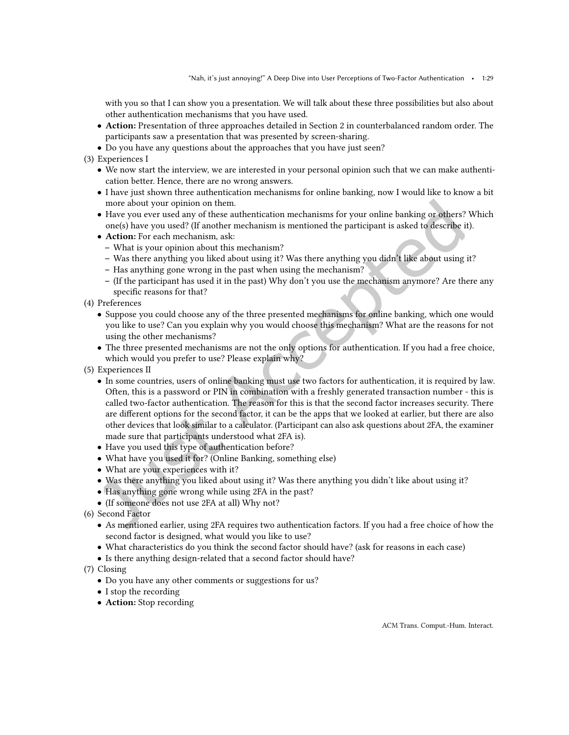with you so that I can show you a presentation. We will talk about these three possibilities but also about other authentication mechanisms that you have used.

- **Action:** Presentation of three approaches detailed in Section 2 in counterbalanced random order. The participants saw a presentation that was presented by screen-sharing.
- Do you have any questions about the approaches that you have just seen?

(3) Experiences I

- We now start the interview, we are interested in your personal opinion such that we can make authentication better. Hence, there are no wrong answers.
- I have just shown three authentication mechanisms for online banking, now I would like to know a bit more about your opinion on them.
- Have you ever used any of these authentication mechanisms for your online banking or others? Which one(s) have you used? (If another mechanism is mentioned the participant is asked to describe it).
- **Action:** For each mechanism, ask:
  - What is your opinion about this mechanism?
  - Was there anything you liked about using it? Was there anything you didn't like about using it?
  - Has anything gone wrong in the past when using the mechanism?
  - (If the participant has used it in the past) Why don't you use the mechanism anymore? Are there any specific reasons for that?

(4) Preferences

- Suppose you could choose any of the three presented mechanisms for online banking, which one would you like to use? Can you explain why you would choose this mechanism? What are the reasons for not using the other mechanisms?
- The three presented mechanisms are not the only options for authentication. If you had a free choice, which would you prefer to use? Please explain why?

(5) Experiences II

- In some countries, users of online banking must use two factors for authentication, it is required by law. Often, this is a password or PIN in combination with a freshly generated transaction number - this is called two-factor authentication. The reason for this is that the second factor increases security. There are different options for the second factor, it can be the apps that we looked at earlier, but there are also other devices that look similar to a calculator. (Participant can also ask questions about 2FA, the examiner made sure that participants understood what 2FA is).
- Have you used this type of authentication before?
- What have you used it for? (Online Banking, something else)
- What are your experiences with it?
- Was there anything you liked about using it? Was there anything you didn't like about using it?
- Has anything gone wrong while using 2FA in the past?
- (If someone does not use 2FA at all) Why not?

(6) Second Factor

- As mentioned earlier, using 2FA requires two authentication factors. If you had a free choice of how the second factor is designed, what would you like to use?
- What characteristics do you think the second factor should have? (ask for reasons in each case)
- Is there anything design-related that a second factor should have?

(7) Closing

- Do you have any other comments or suggestions for us?
- I stop the recording
- **Action:** Stop recording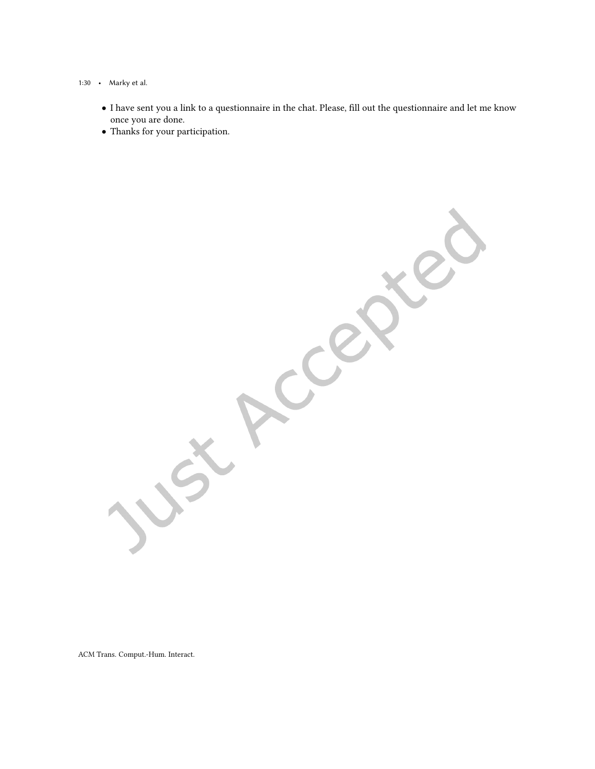- I have sent you a link to a questionnaire in the chat. Please, fill out the questionnaire and let me know once you are done.
- Thanks for your participation.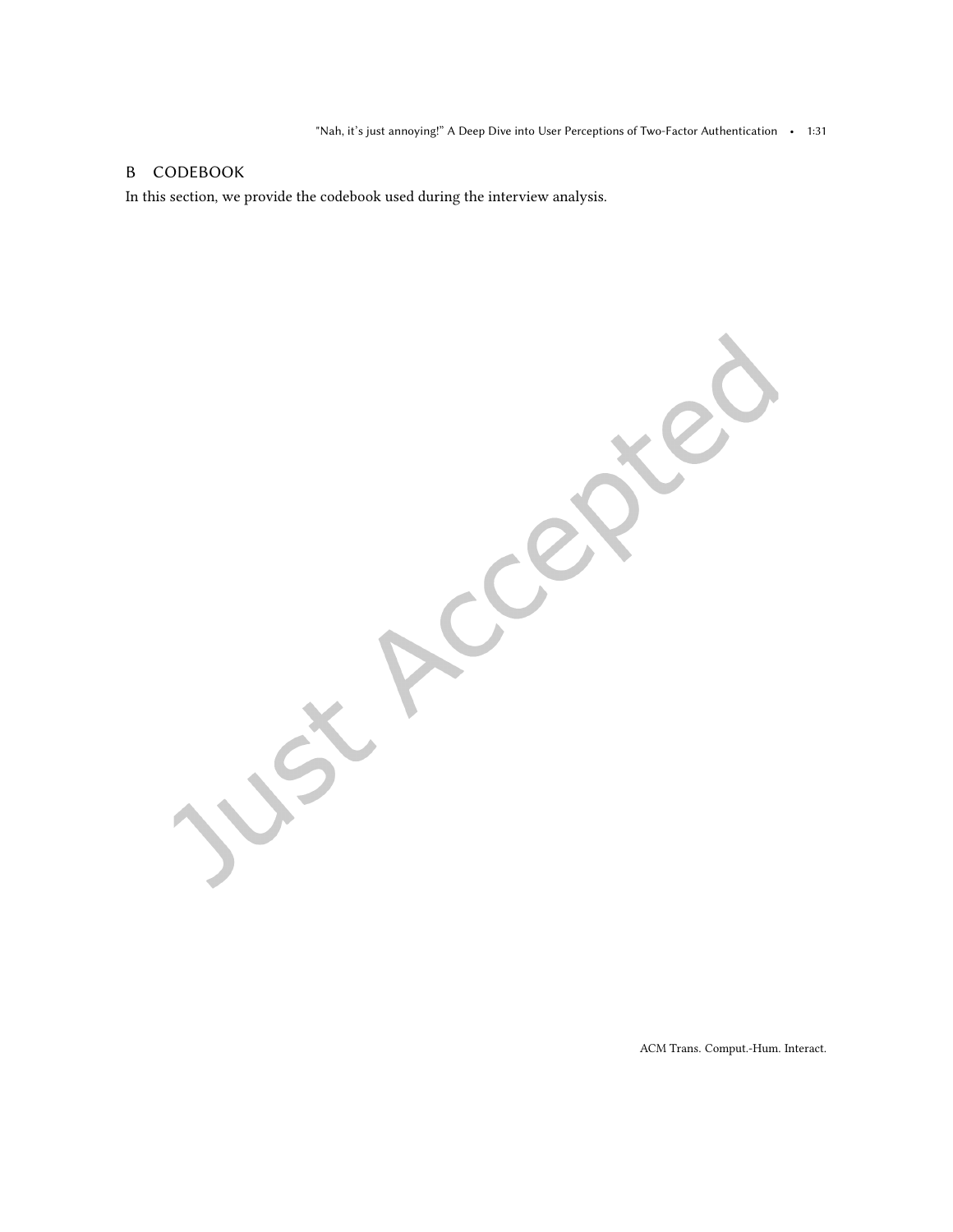## B CODEBOOK

In this section, we provide the codebook used during the interview analysis.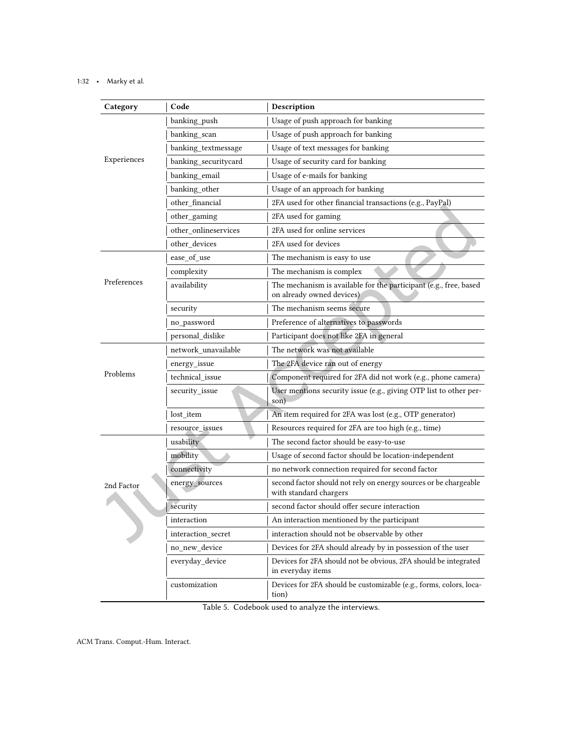| Category | Code | Description |
|---|---|---|
| Experiences | banking_push | Usage of push approach for banking |
| | banking_scan | Usage of push approach for banking |
| | banking_textmessage | Usage of text messages for banking |
| | banking_securitycard | Usage of security card for banking |
| | banking_email | Usage of e-mails for banking |
| | banking_other | Usage of an approach for banking |
| | other_financial | 2FA used for other financial transactions (e.g., PayPal) |
| | other_gaming | 2FA used for gaming |
| | other_onlineservices | 2FA used for online services |
| | other_devices | 2FA used for devices |
| Preferences | ease_of_use | The mechanism is easy to use |
| | complexity | The mechanism is complex |
| | availability | The mechanism is available for the participant (e.g., free, based on already owned devices) |
| | security | The mechanism seems secure |
| | no_password | Preference of alternatives to passwords |
| | personal_dislike | Participant does not like 2FA in general |
| Problems | network_unavailable | The network was not available |
| | energy_issue | The 2FA device ran out of energy |
| | technical_issue | Component required for 2FA did not work (e.g., phone camera) |
| | security_issue | User mentions security issue (e.g., giving OTP list to other person) |
| | lost_item | An item required for 2FA was lost (e.g., OTP generator) |
| | resource_issues | Resources required for 2FA are too high (e.g., time) |
| 2nd Factor | usability | The second factor should be easy-to-use |
| | mobility | Usage of second factor should be location-independent |
| | connectivity | no network connection required for second factor |
| | energy_sources | second factor should not rely on energy sources or be chargeable with standard chargers |
| | security | second factor should offer secure interaction |
| | interaction | An interaction mentioned by the participant |
| | interaction_secret | interaction should not be observable by other |
| | no_new_device | Devices for 2FA should already by in possession of the user |
| | everyday_device | Devices for 2FA should not be obvious, 2FA should be integrated in everyday items |
| | customization | Devices for 2FA should be customizable (e.g., forms, colors, location) |

Table 5. Codebook used to analyze the interviews.